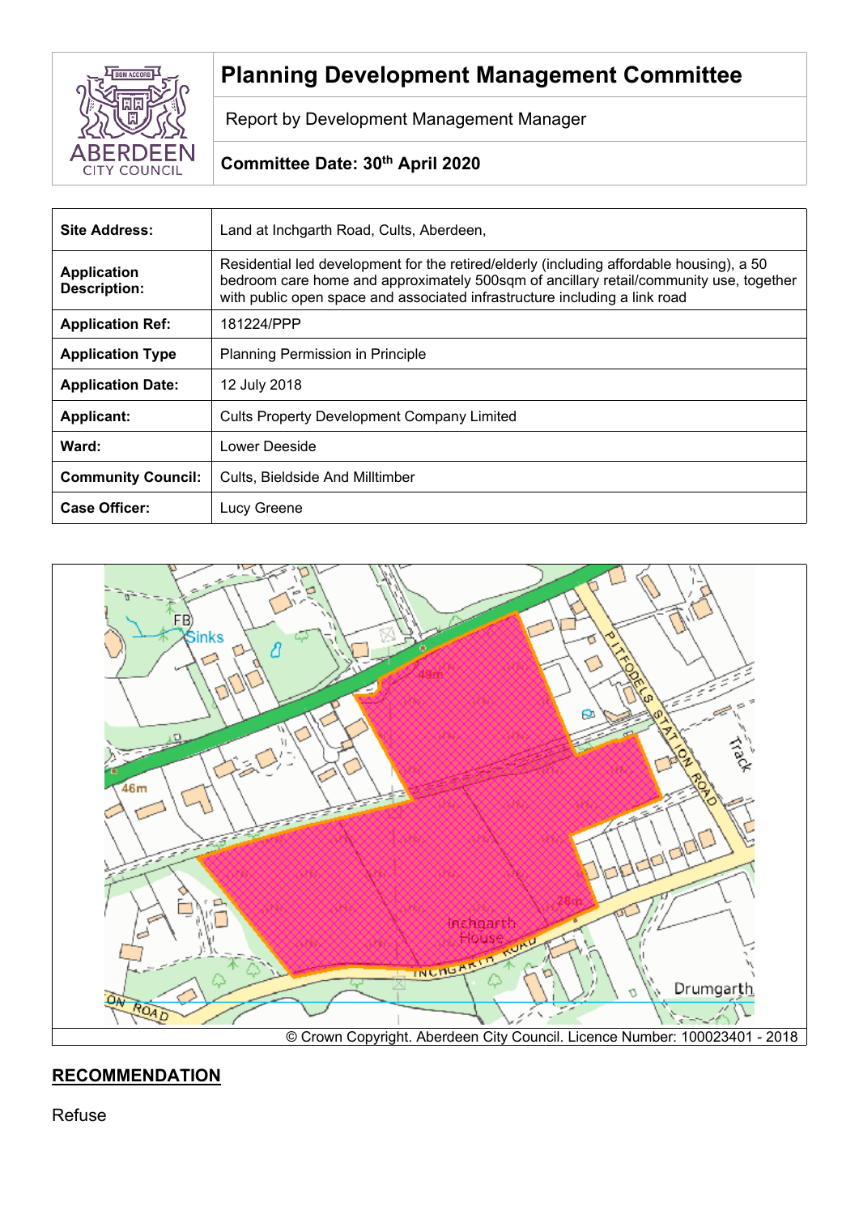# Planning Development Management Committee

Report by Development Management Manager

**Committee Date: 30th April 2020**

| | |
|---|---|
| **Site Address:** | Land at Inchgarth Road, Cults, Aberdeen, |
| **Application Description:** | Residential led development for the retired/elderly (including affordable housing), a 50 bedroom care home and approximately 500sqm of ancillary retail/community use, together with public open space and associated infrastructure including a link road |
| **Application Ref:** | 181224/PPP |
| **Application Type** | Planning Permission in Principle |
| **Application Date:** | 12 July 2018 |
| **Applicant:** | Cults Property Development Company Limited |
| **Ward:** | Lower Deeside |
| **Community Council:** | Cults, Bieldside And Milltimber |
| **Case Officer:** | Lucy Greene |

© Crown Copyright. Aberdeen City Council. Licence Number: 100023401 - 2018

## RECOMMENDATION

Refuse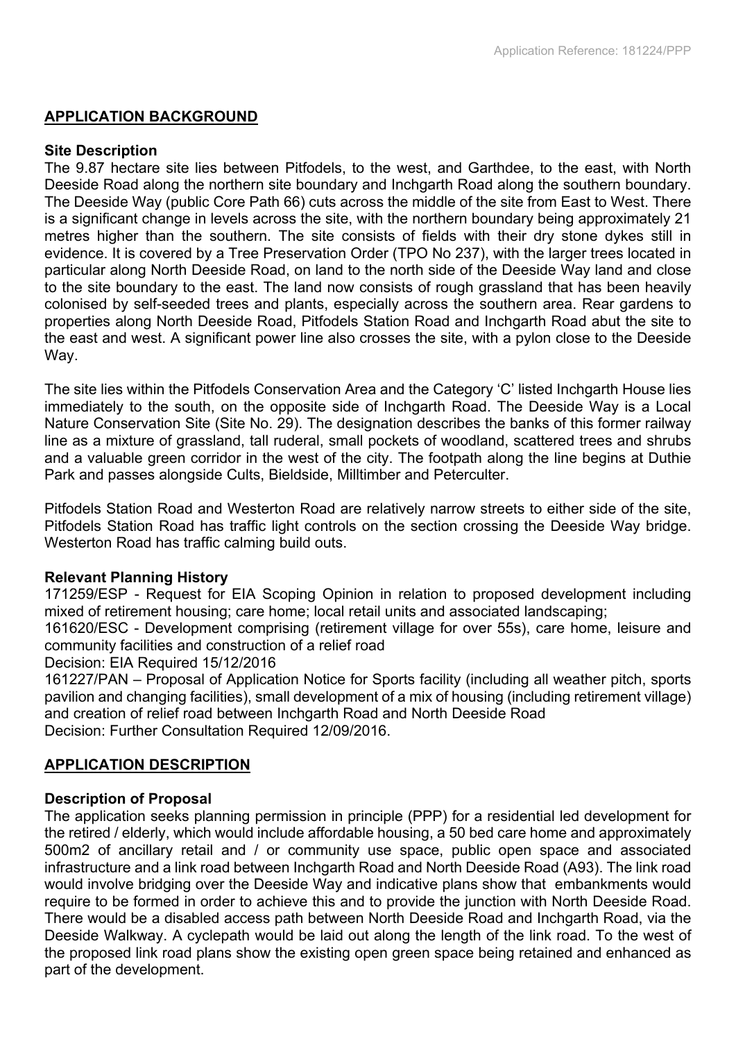## APPLICATION BACKGROUND

### Site Description

The 9.87 hectare site lies between Pitfodels, to the west, and Garthdee, to the east, with North Deeside Road along the northern site boundary and Inchgarth Road along the southern boundary. The Deeside Way (public Core Path 66) cuts across the middle of the site from East to West. There is a significant change in levels across the site, with the northern boundary being approximately 21 metres higher than the southern. The site consists of fields with their dry stone dykes still in evidence. It is covered by a Tree Preservation Order (TPO No 237), with the larger trees located in particular along North Deeside Road, on land to the north side of the Deeside Way land and close to the site boundary to the east. The land now consists of rough grassland that has been heavily colonised by self-seeded trees and plants, especially across the southern area. Rear gardens to properties along North Deeside Road, Pitfodels Station Road and Inchgarth Road abut the site to the east and west. A significant power line also crosses the site, with a pylon close to the Deeside Way.

The site lies within the Pitfodels Conservation Area and the Category 'C' listed Inchgarth House lies immediately to the south, on the opposite side of Inchgarth Road. The Deeside Way is a Local Nature Conservation Site (Site No. 29). The designation describes the banks of this former railway line as a mixture of grassland, tall ruderal, small pockets of woodland, scattered trees and shrubs and a valuable green corridor in the west of the city. The footpath along the line begins at Duthie Park and passes alongside Cults, Bieldside, Milltimber and Peterculter.

Pitfodels Station Road and Westerton Road are relatively narrow streets to either side of the site, Pitfodels Station Road has traffic light controls on the section crossing the Deeside Way bridge. Westerton Road has traffic calming build outs.

### Relevant Planning History

171259/ESP - Request for EIA Scoping Opinion in relation to proposed development including mixed of retirement housing; care home; local retail units and associated landscaping;

161620/ESC - Development comprising (retirement village for over 55s), care home, leisure and community facilities and construction of a relief road

Decision: EIA Required 15/12/2016

161227/PAN – Proposal of Application Notice for Sports facility (including all weather pitch, sports pavilion and changing facilities), small development of a mix of housing (including retirement village) and creation of relief road between Inchgarth Road and North Deeside Road

Decision: Further Consultation Required 12/09/2016.

## APPLICATION DESCRIPTION

### Description of Proposal

The application seeks planning permission in principle (PPP) for a residential led development for the retired / elderly, which would include affordable housing, a 50 bed care home and approximately 500m2 of ancillary retail and / or community use space, public open space and associated infrastructure and a link road between Inchgarth Road and North Deeside Road (A93). The link road would involve bridging over the Deeside Way and indicative plans show that embankments would require to be formed in order to achieve this and to provide the junction with North Deeside Road. There would be a disabled access path between North Deeside Road and Inchgarth Road, via the Deeside Walkway. A cyclepath would be laid out along the length of the link road. To the west of the proposed link road plans show the existing open green space being retained and enhanced as part of the development.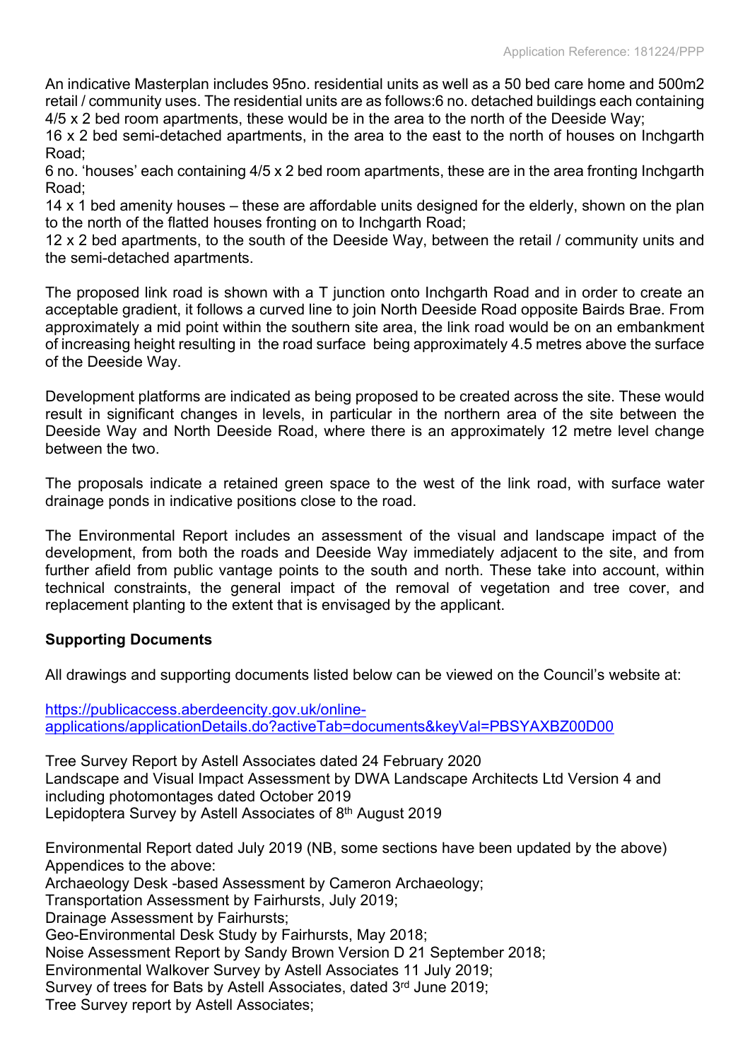An indicative Masterplan includes 95no. residential units as well as a 50 bed care home and 500m2 retail / community uses. The residential units are as follows:6 no. detached buildings each containing 4/5 x 2 bed room apartments, these would be in the area to the north of the Deeside Way;
16 x 2 bed semi-detached apartments, in the area to the east to the north of houses on Inchgarth Road;
6 no. 'houses' each containing 4/5 x 2 bed room apartments, these are in the area fronting Inchgarth Road;
14 x 1 bed amenity houses – these are affordable units designed for the elderly, shown on the plan to the north of the flatted houses fronting on to Inchgarth Road;
12 x 2 bed apartments, to the south of the Deeside Way, between the retail / community units and the semi-detached apartments.

The proposed link road is shown with a T junction onto Inchgarth Road and in order to create an acceptable gradient, it follows a curved line to join North Deeside Road opposite Bairds Brae. From approximately a mid point within the southern site area, the link road would be on an embankment of increasing height resulting in the road surface being approximately 4.5 metres above the surface of the Deeside Way.

Development platforms are indicated as being proposed to be created across the site. These would result in significant changes in levels, in particular in the northern area of the site between the Deeside Way and North Deeside Road, where there is an approximately 12 metre level change between the two.

The proposals indicate a retained green space to the west of the link road, with surface water drainage ponds in indicative positions close to the road.

The Environmental Report includes an assessment of the visual and landscape impact of the development, from both the roads and Deeside Way immediately adjacent to the site, and from further afield from public vantage points to the south and north. These take into account, within technical constraints, the general impact of the removal of vegetation and tree cover, and replacement planting to the extent that is envisaged by the applicant.

**Supporting Documents**

All drawings and supporting documents listed below can be viewed on the Council's website at:

https://publicaccess.aberdeencity.gov.uk/online-applications/applicationDetails.do?activeTab=documents&keyVal=PBSYAXBZ00D00

Tree Survey Report by Astell Associates dated 24 February 2020
Landscape and Visual Impact Assessment by DWA Landscape Architects Ltd Version 4 and including photomontages dated October 2019
Lepidoptera Survey by Astell Associates of 8th August 2019

Environmental Report dated July 2019 (NB, some sections have been updated by the above)
Appendices to the above:
Archaeology Desk -based Assessment by Cameron Archaeology;
Transportation Assessment by Fairhursts, July 2019;
Drainage Assessment by Fairhursts;
Geo-Environmental Desk Study by Fairhursts, May 2018;
Noise Assessment Report by Sandy Brown Version D 21 September 2018;
Environmental Walkover Survey by Astell Associates 11 July 2019;
Survey of trees for Bats by Astell Associates, dated 3rd June 2019;
Tree Survey report by Astell Associates;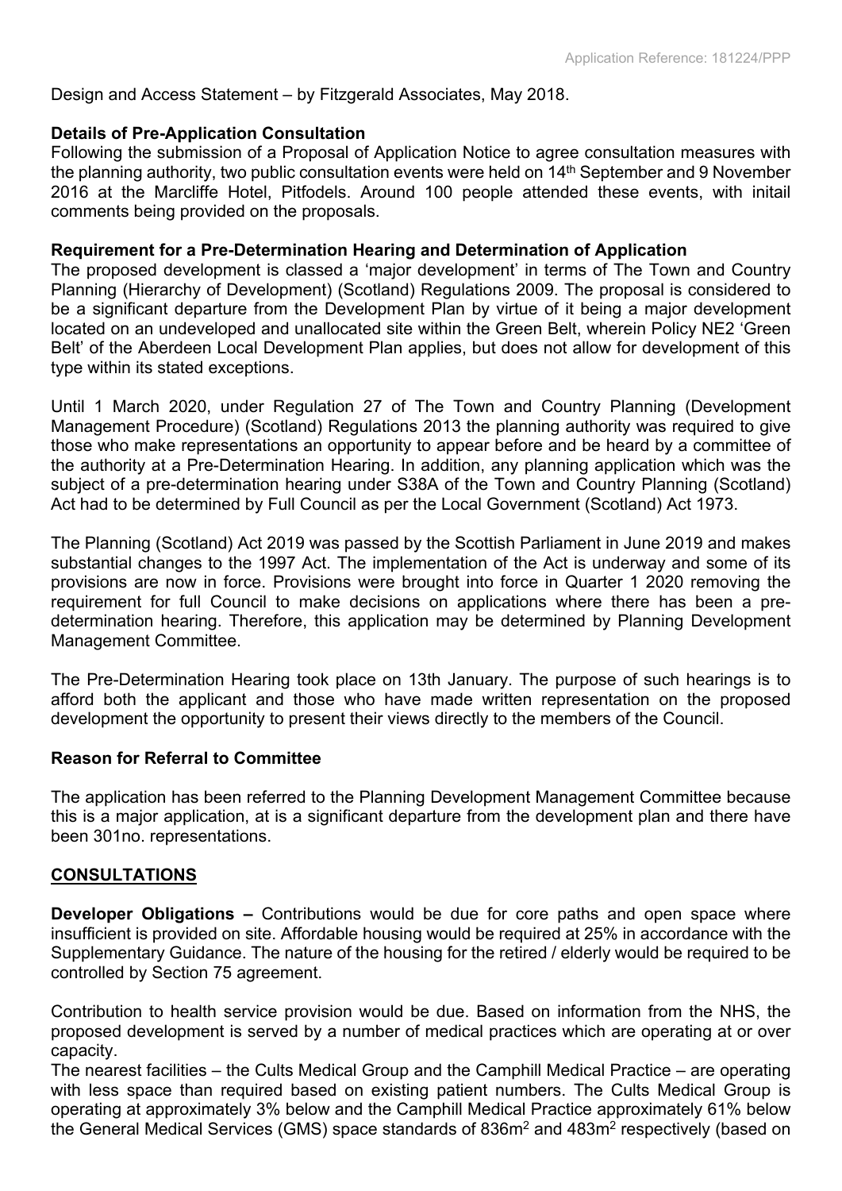Design and Access Statement – by Fitzgerald Associates, May 2018.

**Details of Pre-Application Consultation**
Following the submission of a Proposal of Application Notice to agree consultation measures with the planning authority, two public consultation events were held on 14th September and 9 November 2016 at the Marcliffe Hotel, Pitfodels. Around 100 people attended these events, with initail comments being provided on the proposals.

**Requirement for a Pre-Determination Hearing and Determination of Application**
The proposed development is classed a 'major development' in terms of The Town and Country Planning (Hierarchy of Development) (Scotland) Regulations 2009. The proposal is considered to be a significant departure from the Development Plan by virtue of it being a major development located on an undeveloped and unallocated site within the Green Belt, wherein Policy NE2 'Green Belt' of the Aberdeen Local Development Plan applies, but does not allow for development of this type within its stated exceptions.

Until 1 March 2020, under Regulation 27 of The Town and Country Planning (Development Management Procedure) (Scotland) Regulations 2013 the planning authority was required to give those who make representations an opportunity to appear before and be heard by a committee of the authority at a Pre-Determination Hearing. In addition, any planning application which was the subject of a pre-determination hearing under S38A of the Town and Country Planning (Scotland) Act had to be determined by Full Council as per the Local Government (Scotland) Act 1973.

The Planning (Scotland) Act 2019 was passed by the Scottish Parliament in June 2019 and makes substantial changes to the 1997 Act. The implementation of the Act is underway and some of its provisions are now in force. Provisions were brought into force in Quarter 1 2020 removing the requirement for full Council to make decisions on applications where there has been a pre-determination hearing. Therefore, this application may be determined by Planning Development Management Committee.

The Pre-Determination Hearing took place on 13th January. The purpose of such hearings is to afford both the applicant and those who have made written representation on the proposed development the opportunity to present their views directly to the members of the Council.

**Reason for Referral to Committee**

The application has been referred to the Planning Development Management Committee because this is a major application, at is a significant departure from the development plan and there have been 301no. representations.

## CONSULTATIONS

**Developer Obligations –** Contributions would be due for core paths and open space where insufficient is provided on site. Affordable housing would be required at 25% in accordance with the Supplementary Guidance. The nature of the housing for the retired / elderly would be required to be controlled by Section 75 agreement.

Contribution to health service provision would be due. Based on information from the NHS, the proposed development is served by a number of medical practices which are operating at or over capacity.
The nearest facilities – the Cults Medical Group and the Camphill Medical Practice – are operating with less space than required based on existing patient numbers. The Cults Medical Group is operating at approximately 3% below and the Camphill Medical Practice approximately 61% below the General Medical Services (GMS) space standards of 836m$^2$ and 483m$^2$ respectively (based on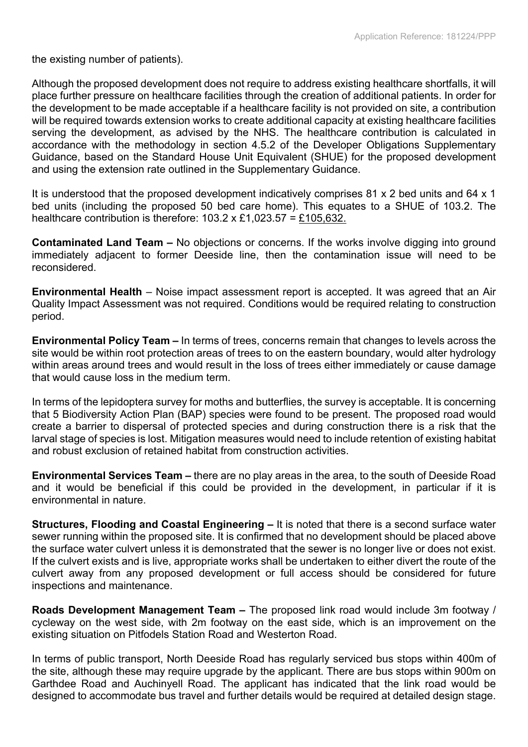the existing number of patients).

Although the proposed development does not require to address existing healthcare shortfalls, it will place further pressure on healthcare facilities through the creation of additional patients. In order for the development to be made acceptable if a healthcare facility is not provided on site, a contribution will be required towards extension works to create additional capacity at existing healthcare facilities serving the development, as advised by the NHS. The healthcare contribution is calculated in accordance with the methodology in section 4.5.2 of the Developer Obligations Supplementary Guidance, based on the Standard House Unit Equivalent (SHUE) for the proposed development and using the extension rate outlined in the Supplementary Guidance.

It is understood that the proposed development indicatively comprises 81 x 2 bed units and 64 x 1 bed units (including the proposed 50 bed care home). This equates to a SHUE of 103.2. The healthcare contribution is therefore: 103.2 x £1,023.57 = <u>£105,632.</u>

**Contaminated Land Team –** No objections or concerns. If the works involve digging into ground immediately adjacent to former Deeside line, then the contamination issue will need to be reconsidered.

**Environmental Health** – Noise impact assessment report is accepted. It was agreed that an Air Quality Impact Assessment was not required. Conditions would be required relating to construction period.

**Environmental Policy Team –** In terms of trees, concerns remain that changes to levels across the site would be within root protection areas of trees to on the eastern boundary, would alter hydrology within areas around trees and would result in the loss of trees either immediately or cause damage that would cause loss in the medium term.

In terms of the lepidoptera survey for moths and butterflies, the survey is acceptable. It is concerning that 5 Biodiversity Action Plan (BAP) species were found to be present. The proposed road would create a barrier to dispersal of protected species and during construction there is a risk that the larval stage of species is lost. Mitigation measures would need to include retention of existing habitat and robust exclusion of retained habitat from construction activities.

**Environmental Services Team –** there are no play areas in the area, to the south of Deeside Road and it would be beneficial if this could be provided in the development, in particular if it is environmental in nature.

**Structures, Flooding and Coastal Engineering –** It is noted that there is a second surface water sewer running within the proposed site. It is confirmed that no development should be placed above the surface water culvert unless it is demonstrated that the sewer is no longer live or does not exist. If the culvert exists and is live, appropriate works shall be undertaken to either divert the route of the culvert away from any proposed development or full access should be considered for future inspections and maintenance.

**Roads Development Management Team –** The proposed link road would include 3m footway / cycleway on the west side, with 2m footway on the east side, which is an improvement on the existing situation on Pitfodels Station Road and Westerton Road.

In terms of public transport, North Deeside Road has regularly serviced bus stops within 400m of the site, although these may require upgrade by the applicant. There are bus stops within 900m on Garthdee Road and Auchinyell Road. The applicant has indicated that the link road would be designed to accommodate bus travel and further details would be required at detailed design stage.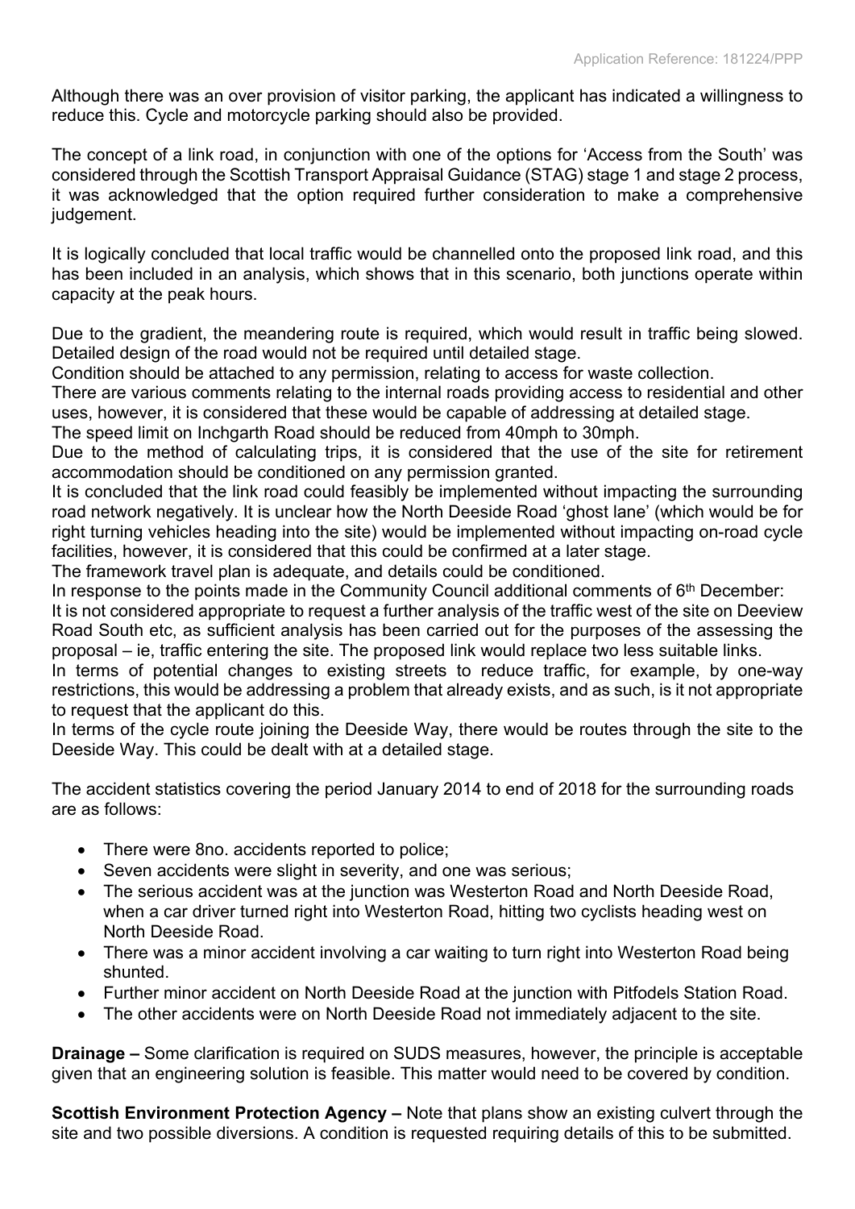Although there was an over provision of visitor parking, the applicant has indicated a willingness to reduce this. Cycle and motorcycle parking should also be provided.

The concept of a link road, in conjunction with one of the options for 'Access from the South' was considered through the Scottish Transport Appraisal Guidance (STAG) stage 1 and stage 2 process, it was acknowledged that the option required further consideration to make a comprehensive judgement.

It is logically concluded that local traffic would be channelled onto the proposed link road, and this has been included in an analysis, which shows that in this scenario, both junctions operate within capacity at the peak hours.

Due to the gradient, the meandering route is required, which would result in traffic being slowed. Detailed design of the road would not be required until detailed stage.
Condition should be attached to any permission, relating to access for waste collection.
There are various comments relating to the internal roads providing access to residential and other uses, however, it is considered that these would be capable of addressing at detailed stage.
The speed limit on Inchgarth Road should be reduced from 40mph to 30mph.
Due to the method of calculating trips, it is considered that the use of the site for retirement accommodation should be conditioned on any permission granted.
It is concluded that the link road could feasibly be implemented without impacting the surrounding road network negatively. It is unclear how the North Deeside Road 'ghost lane' (which would be for right turning vehicles heading into the site) would be implemented without impacting on-road cycle facilities, however, it is considered that this could be confirmed at a later stage.
The framework travel plan is adequate, and details could be conditioned.
In response to the points made in the Community Council additional comments of 6th December:
It is not considered appropriate to request a further analysis of the traffic west of the site on Deeview Road South etc, as sufficient analysis has been carried out for the purposes of the assessing the proposal – ie, traffic entering the site. The proposed link would replace two less suitable links.
In terms of potential changes to existing streets to reduce traffic, for example, by one-way restrictions, this would be addressing a problem that already exists, and as such, is it not appropriate to request that the applicant do this.
In terms of the cycle route joining the Deeside Way, there would be routes through the site to the Deeside Way. This could be dealt with at a detailed stage.

The accident statistics covering the period January 2014 to end of 2018 for the surrounding roads are as follows:

- There were 8no. accidents reported to police;
- Seven accidents were slight in severity, and one was serious;
- The serious accident was at the junction was Westerton Road and North Deeside Road, when a car driver turned right into Westerton Road, hitting two cyclists heading west on North Deeside Road.
- There was a minor accident involving a car waiting to turn right into Westerton Road being shunted.
- Further minor accident on North Deeside Road at the junction with Pitfodels Station Road.
- The other accidents were on North Deeside Road not immediately adjacent to the site.

**Drainage –** Some clarification is required on SUDS measures, however, the principle is acceptable given that an engineering solution is feasible. This matter would need to be covered by condition.

**Scottish Environment Protection Agency –** Note that plans show an existing culvert through the site and two possible diversions. A condition is requested requiring details of this to be submitted.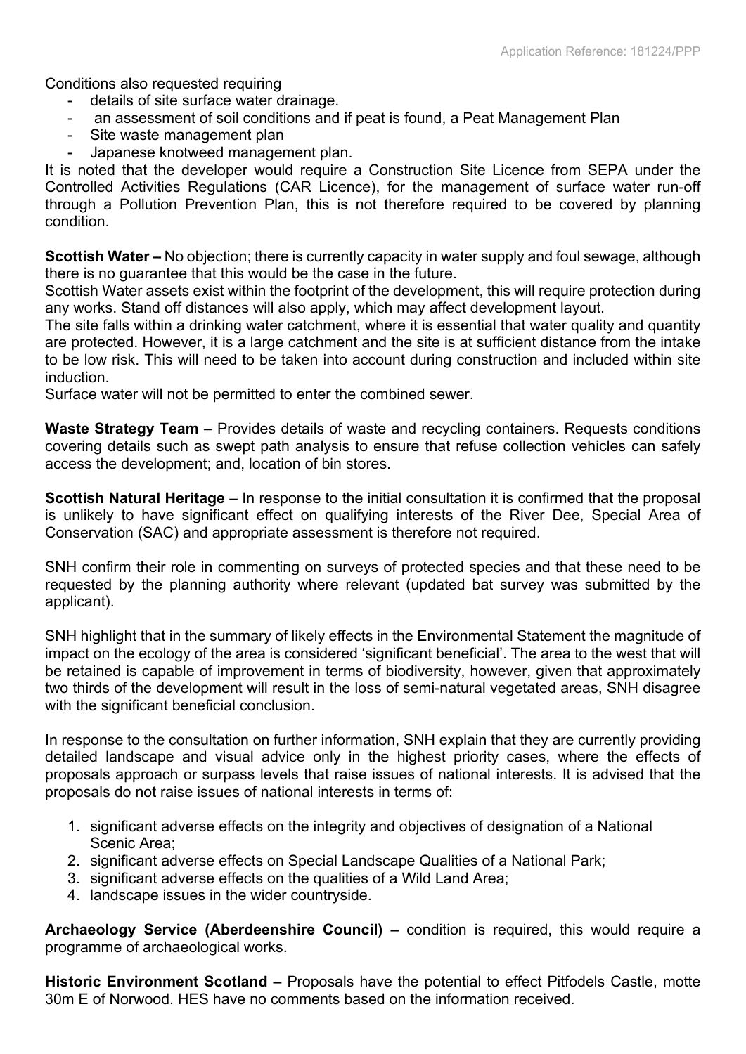Conditions also requested requiring

- details of site surface water drainage.
- an assessment of soil conditions and if peat is found, a Peat Management Plan
- Site waste management plan
- Japanese knotweed management plan.

It is noted that the developer would require a Construction Site Licence from SEPA under the Controlled Activities Regulations (CAR Licence), for the management of surface water run-off through a Pollution Prevention Plan, this is not therefore required to be covered by planning condition.

**Scottish Water –** No objection; there is currently capacity in water supply and foul sewage, although there is no guarantee that this would be the case in the future.

Scottish Water assets exist within the footprint of the development, this will require protection during any works. Stand off distances will also apply, which may affect development layout.

The site falls within a drinking water catchment, where it is essential that water quality and quantity are protected. However, it is a large catchment and the site is at sufficient distance from the intake to be low risk. This will need to be taken into account during construction and included within site induction.

Surface water will not be permitted to enter the combined sewer.

**Waste Strategy Team** – Provides details of waste and recycling containers. Requests conditions covering details such as swept path analysis to ensure that refuse collection vehicles can safely access the development; and, location of bin stores.

**Scottish Natural Heritage** – In response to the initial consultation it is confirmed that the proposal is unlikely to have significant effect on qualifying interests of the River Dee, Special Area of Conservation (SAC) and appropriate assessment is therefore not required.

SNH confirm their role in commenting on surveys of protected species and that these need to be requested by the planning authority where relevant (updated bat survey was submitted by the applicant).

SNH highlight that in the summary of likely effects in the Environmental Statement the magnitude of impact on the ecology of the area is considered 'significant beneficial'. The area to the west that will be retained is capable of improvement in terms of biodiversity, however, given that approximately two thirds of the development will result in the loss of semi-natural vegetated areas, SNH disagree with the significant beneficial conclusion.

In response to the consultation on further information, SNH explain that they are currently providing detailed landscape and visual advice only in the highest priority cases, where the effects of proposals approach or surpass levels that raise issues of national interests. It is advised that the proposals do not raise issues of national interests in terms of:

1. significant adverse effects on the integrity and objectives of designation of a National Scenic Area;
2. significant adverse effects on Special Landscape Qualities of a National Park;
3. significant adverse effects on the qualities of a Wild Land Area;
4. landscape issues in the wider countryside.

**Archaeology Service (Aberdeenshire Council) –** condition is required, this would require a programme of archaeological works.

**Historic Environment Scotland –** Proposals have the potential to effect Pitfodels Castle, motte 30m E of Norwood. HES have no comments based on the information received.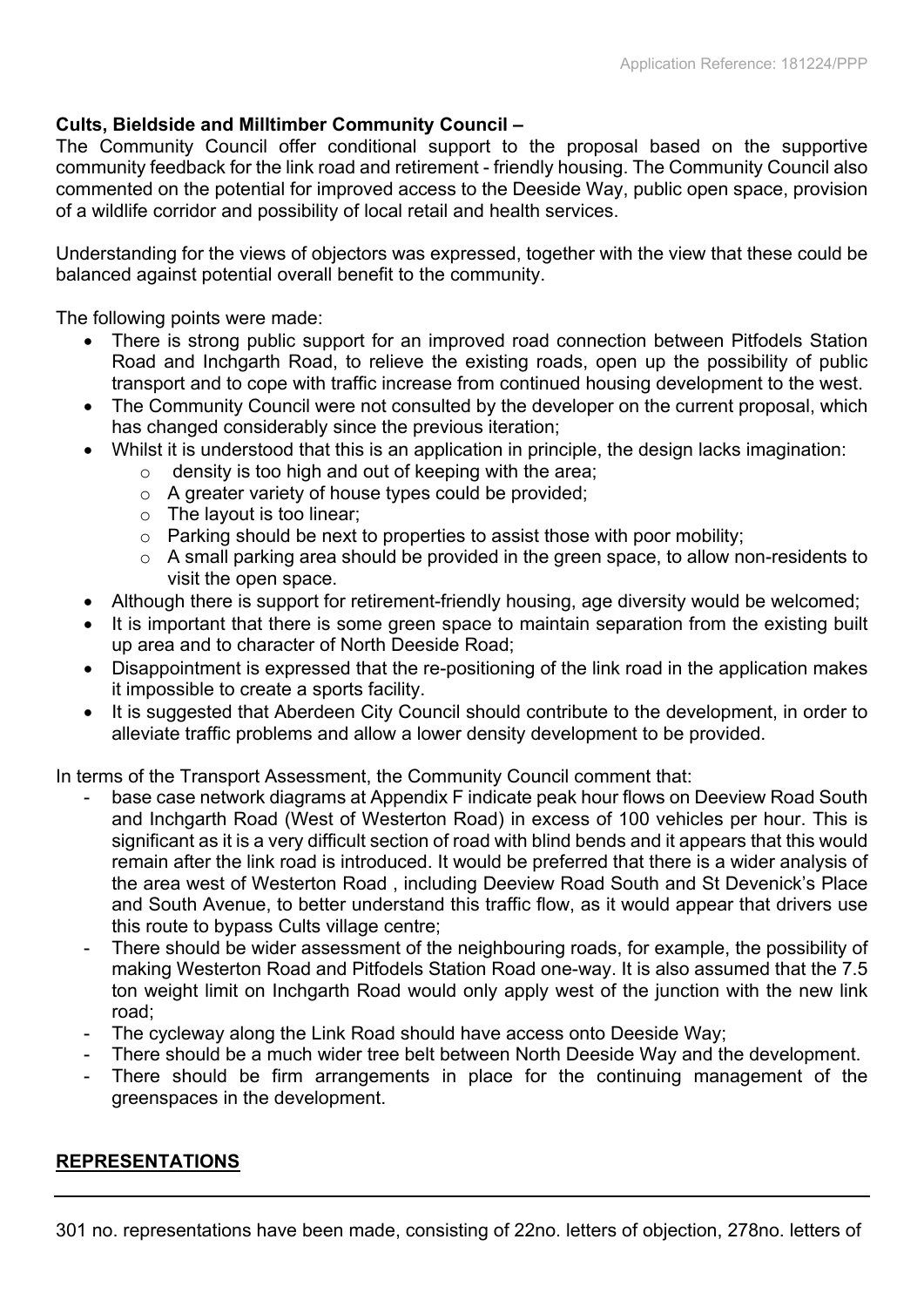**Cults, Bieldside and Milltimber Community Council –**

The Community Council offer conditional support to the proposal based on the supportive community feedback for the link road and retirement - friendly housing. The Community Council also commented on the potential for improved access to the Deeside Way, public open space, provision of a wildlife corridor and possibility of local retail and health services.

Understanding for the views of objectors was expressed, together with the view that these could be balanced against potential overall benefit to the community.

The following points were made:

- There is strong public support for an improved road connection between Pitfodels Station Road and Inchgarth Road, to relieve the existing roads, open up the possibility of public transport and to cope with traffic increase from continued housing development to the west.
- The Community Council were not consulted by the developer on the current proposal, which has changed considerably since the previous iteration;
- Whilst it is understood that this is an application in principle, the design lacks imagination:
    - density is too high and out of keeping with the area;
    - A greater variety of house types could be provided;
    - The layout is too linear;
    - Parking should be next to properties to assist those with poor mobility;
    - A small parking area should be provided in the green space, to allow non-residents to visit the open space.
- Although there is support for retirement-friendly housing, age diversity would be welcomed;
- It is important that there is some green space to maintain separation from the existing built up area and to character of North Deeside Road;
- Disappointment is expressed that the re-positioning of the link road in the application makes it impossible to create a sports facility.
- It is suggested that Aberdeen City Council should contribute to the development, in order to alleviate traffic problems and allow a lower density development to be provided.

In terms of the Transport Assessment, the Community Council comment that:

- base case network diagrams at Appendix F indicate peak hour flows on Deeview Road South and Inchgarth Road (West of Westerton Road) in excess of 100 vehicles per hour. This is significant as it is a very difficult section of road with blind bends and it appears that this would remain after the link road is introduced. It would be preferred that there is a wider analysis of the area west of Westerton Road , including Deeview Road South and St Devenick's Place and South Avenue, to better understand this traffic flow, as it would appear that drivers use this route to bypass Cults village centre;
- There should be wider assessment of the neighbouring roads, for example, the possibility of making Westerton Road and Pitfodels Station Road one-way. It is also assumed that the 7.5 ton weight limit on Inchgarth Road would only apply west of the junction with the new link road;
- The cycleway along the Link Road should have access onto Deeside Way;
- There should be a much wider tree belt between North Deeside Way and the development.
- There should be firm arrangements in place for the continuing management of the greenspaces in the development.

## **REPRESENTATIONS**

301 no. representations have been made, consisting of 22no. letters of objection, 278no. letters of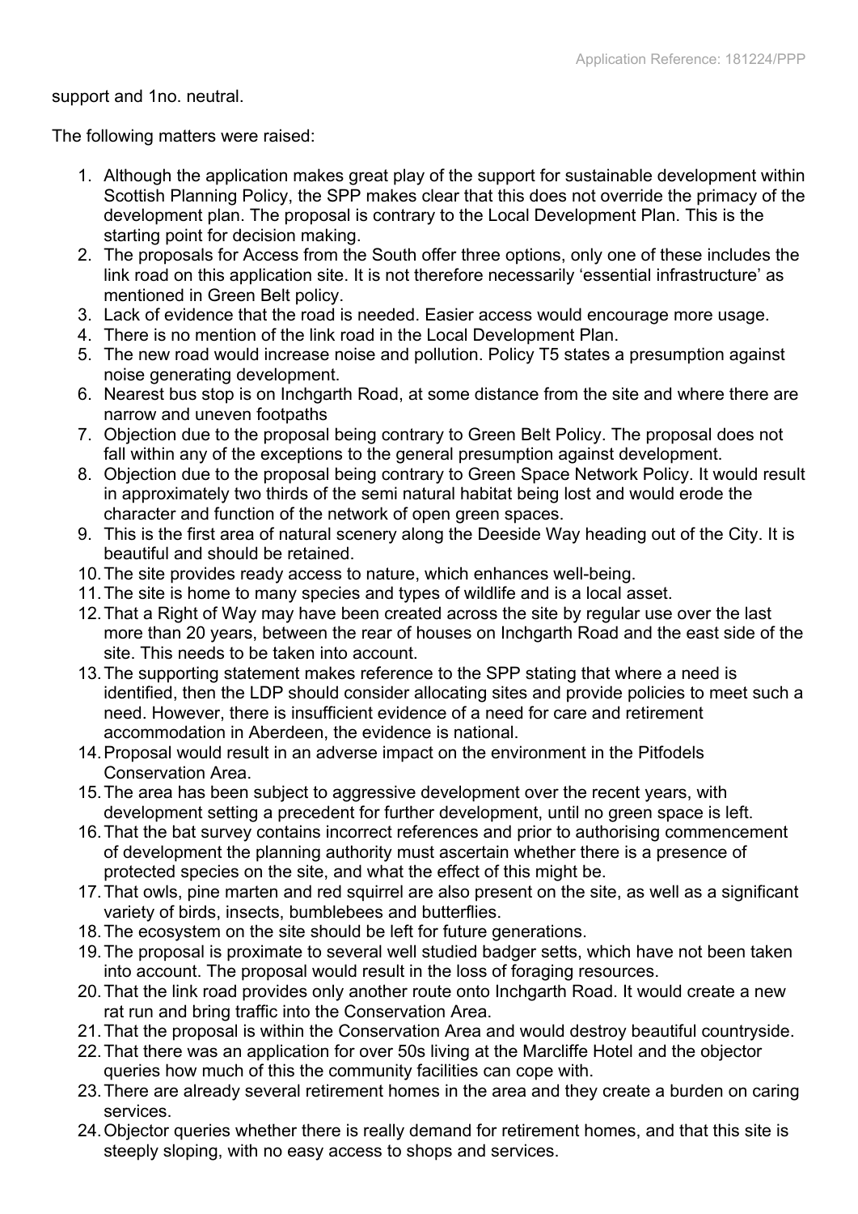support and 1no. neutral.

The following matters were raised:

1. Although the application makes great play of the support for sustainable development within Scottish Planning Policy, the SPP makes clear that this does not override the primacy of the development plan. The proposal is contrary to the Local Development Plan. This is the starting point for decision making.
2. The proposals for Access from the South offer three options, only one of these includes the link road on this application site. It is not therefore necessarily 'essential infrastructure' as mentioned in Green Belt policy.
3. Lack of evidence that the road is needed. Easier access would encourage more usage.
4. There is no mention of the link road in the Local Development Plan.
5. The new road would increase noise and pollution. Policy T5 states a presumption against noise generating development.
6. Nearest bus stop is on Inchgarth Road, at some distance from the site and where there are narrow and uneven footpaths
7. Objection due to the proposal being contrary to Green Belt Policy. The proposal does not fall within any of the exceptions to the general presumption against development.
8. Objection due to the proposal being contrary to Green Space Network Policy. It would result in approximately two thirds of the semi natural habitat being lost and would erode the character and function of the network of open green spaces.
9. This is the first area of natural scenery along the Deeside Way heading out of the City. It is beautiful and should be retained.
10. The site provides ready access to nature, which enhances well-being.
11. The site is home to many species and types of wildlife and is a local asset.
12. That a Right of Way may have been created across the site by regular use over the last more than 20 years, between the rear of houses on Inchgarth Road and the east side of the site. This needs to be taken into account.
13. The supporting statement makes reference to the SPP stating that where a need is identified, then the LDP should consider allocating sites and provide policies to meet such a need. However, there is insufficient evidence of a need for care and retirement accommodation in Aberdeen, the evidence is national.
14. Proposal would result in an adverse impact on the environment in the Pitfodels Conservation Area.
15. The area has been subject to aggressive development over the recent years, with development setting a precedent for further development, until no green space is left.
16. That the bat survey contains incorrect references and prior to authorising commencement of development the planning authority must ascertain whether there is a presence of protected species on the site, and what the effect of this might be.
17. That owls, pine marten and red squirrel are also present on the site, as well as a significant variety of birds, insects, bumblebees and butterflies.
18. The ecosystem on the site should be left for future generations.
19. The proposal is proximate to several well studied badger setts, which have not been taken into account. The proposal would result in the loss of foraging resources.
20. That the link road provides only another route onto Inchgarth Road. It would create a new rat run and bring traffic into the Conservation Area.
21. That the proposal is within the Conservation Area and would destroy beautiful countryside.
22. That there was an application for over 50s living at the Marcliffe Hotel and the objector queries how much of this the community facilities can cope with.
23. There are already several retirement homes in the area and they create a burden on caring services.
24. Objector queries whether there is really demand for retirement homes, and that this site is steeply sloping, with no easy access to shops and services.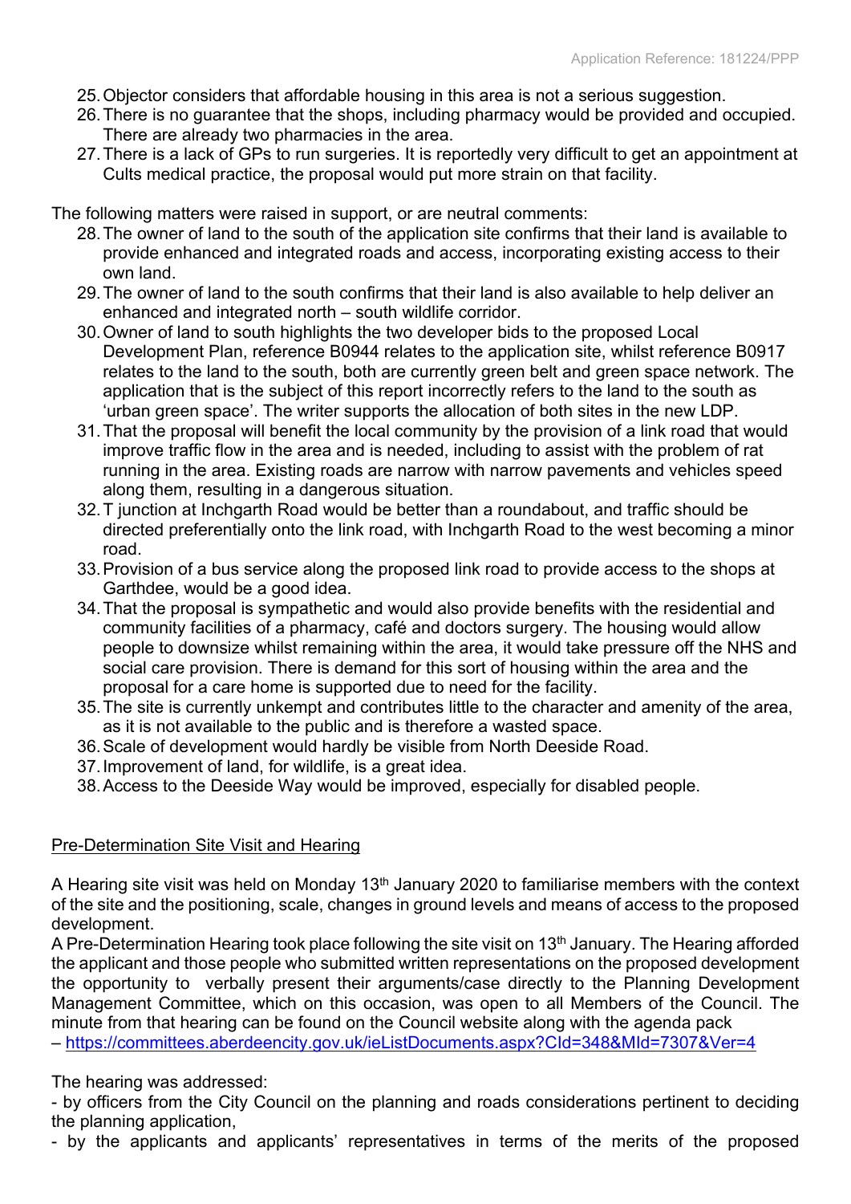25. Objector considers that affordable housing in this area is not a serious suggestion.
26. There is no guarantee that the shops, including pharmacy would be provided and occupied. There are already two pharmacies in the area.
27. There is a lack of GPs to run surgeries. It is reportedly very difficult to get an appointment at Cults medical practice, the proposal would put more strain on that facility.

The following matters were raised in support, or are neutral comments:

28. The owner of land to the south of the application site confirms that their land is available to provide enhanced and integrated roads and access, incorporating existing access to their own land.
29. The owner of land to the south confirms that their land is also available to help deliver an enhanced and integrated north – south wildlife corridor.
30. Owner of land to south highlights the two developer bids to the proposed Local Development Plan, reference B0944 relates to the application site, whilst reference B0917 relates to the land to the south, both are currently green belt and green space network. The application that is the subject of this report incorrectly refers to the land to the south as 'urban green space'. The writer supports the allocation of both sites in the new LDP.
31. That the proposal will benefit the local community by the provision of a link road that would improve traffic flow in the area and is needed, including to assist with the problem of rat running in the area. Existing roads are narrow with narrow pavements and vehicles speed along them, resulting in a dangerous situation.
32. T junction at Inchgarth Road would be better than a roundabout, and traffic should be directed preferentially onto the link road, with Inchgarth Road to the west becoming a minor road.
33. Provision of a bus service along the proposed link road to provide access to the shops at Garthdee, would be a good idea.
34. That the proposal is sympathetic and would also provide benefits with the residential and community facilities of a pharmacy, café and doctors surgery. The housing would allow people to downsize whilst remaining within the area, it would take pressure off the NHS and social care provision. There is demand for this sort of housing within the area and the proposal for a care home is supported due to need for the facility.
35. The site is currently unkempt and contributes little to the character and amenity of the area, as it is not available to the public and is therefore a wasted space.
36. Scale of development would hardly be visible from North Deeside Road.
37. Improvement of land, for wildlife, is a great idea.
38. Access to the Deeside Way would be improved, especially for disabled people.

## Pre-Determination Site Visit and Hearing

A Hearing site visit was held on Monday 13th January 2020 to familiarise members with the context of the site and the positioning, scale, changes in ground levels and means of access to the proposed development.

A Pre-Determination Hearing took place following the site visit on 13th January. The Hearing afforded the applicant and those people who submitted written representations on the proposed development the opportunity to verbally present their arguments/case directly to the Planning Development Management Committee, which on this occasion, was open to all Members of the Council. The minute from that hearing can be found on the Council website along with the agenda pack – https://committees.aberdeencity.gov.uk/ieListDocuments.aspx?CId=348&MId=7307&Ver=4

The hearing was addressed:

- by officers from the City Council on the planning and roads considerations pertinent to deciding the planning application,
- by the applicants and applicants' representatives in terms of the merits of the proposed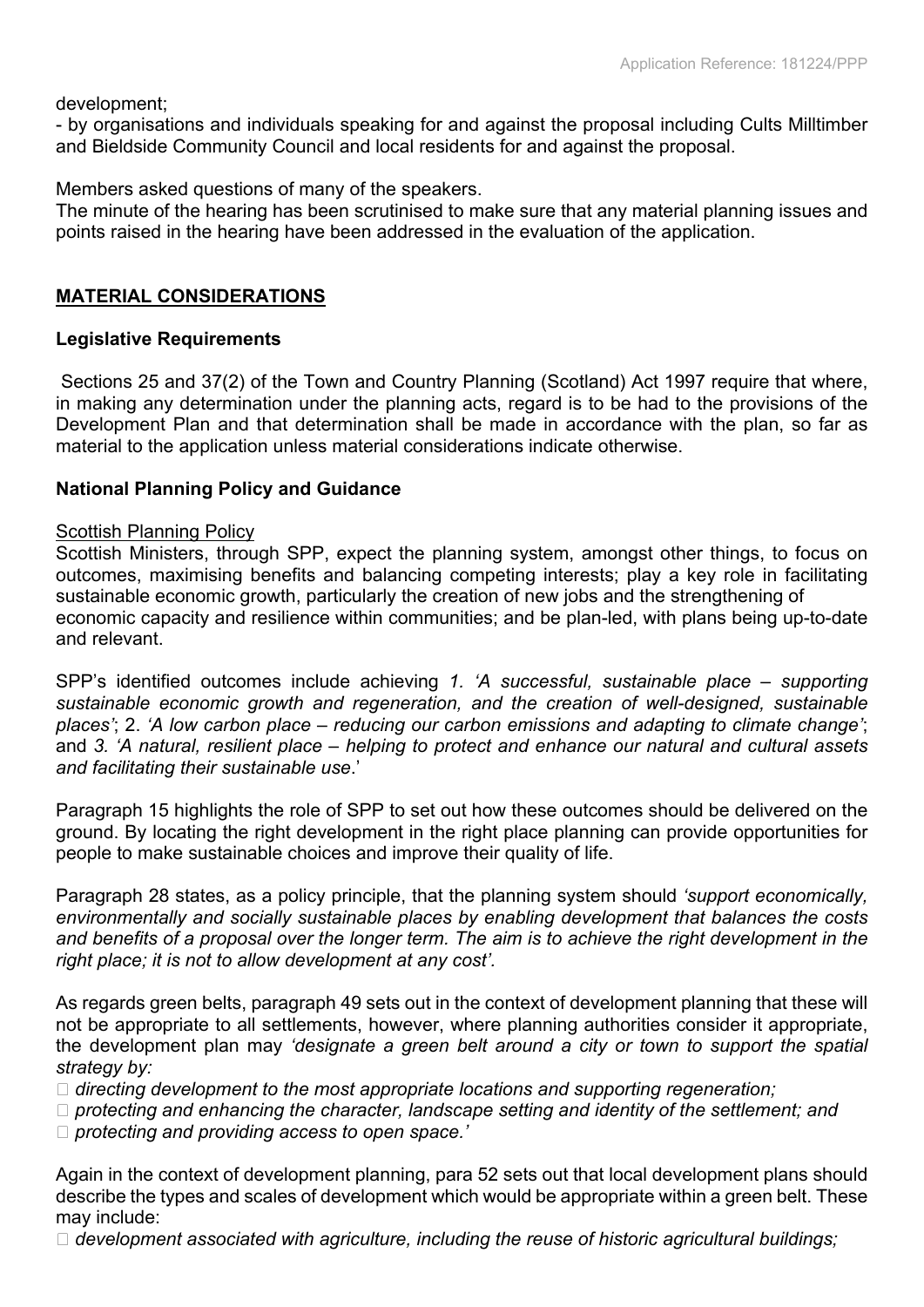development;

- by organisations and individuals speaking for and against the proposal including Cults Milltimber and Bieldside Community Council and local residents for and against the proposal.

Members asked questions of many of the speakers.
The minute of the hearing has been scrutinised to make sure that any material planning issues and points raised in the hearing have been addressed in the evaluation of the application.

## MATERIAL CONSIDERATIONS

### Legislative Requirements

Sections 25 and 37(2) of the Town and Country Planning (Scotland) Act 1997 require that where, in making any determination under the planning acts, regard is to be had to the provisions of the Development Plan and that determination shall be made in accordance with the plan, so far as material to the application unless material considerations indicate otherwise.

### National Planning Policy and Guidance

Scottish Planning Policy

Scottish Ministers, through SPP, expect the planning system, amongst other things, to focus on outcomes, maximising benefits and balancing competing interests; play a key role in facilitating sustainable economic growth, particularly the creation of new jobs and the strengthening of economic capacity and resilience within communities; and be plan-led, with plans being up-to-date and relevant.

SPP's identified outcomes include achieving *1. 'A successful, sustainable place – supporting sustainable economic growth and regeneration, and the creation of well-designed, sustainable places'*; 2. *'A low carbon place – reducing our carbon emissions and adapting to climate change'*; and *3. 'A natural, resilient place – helping to protect and enhance our natural and cultural assets and facilitating their sustainable use*.'

Paragraph 15 highlights the role of SPP to set out how these outcomes should be delivered on the ground. By locating the right development in the right place planning can provide opportunities for people to make sustainable choices and improve their quality of life.

Paragraph 28 states, as a policy principle, that the planning system should *'support economically, environmentally and socially sustainable places by enabling development that balances the costs and benefits of a proposal over the longer term. The aim is to achieve the right development in the right place; it is not to allow development at any cost'*.

As regards green belts, paragraph 49 sets out in the context of development planning that these will not be appropriate to all settlements, however, where planning authorities consider it appropriate, the development plan may *'designate a green belt around a city or town to support the spatial strategy by:*

- *directing development to the most appropriate locations and supporting regeneration;*
- *protecting and enhancing the character, landscape setting and identity of the settlement; and*
- *protecting and providing access to open space.'*

Again in the context of development planning, para 52 sets out that local development plans should describe the types and scales of development which would be appropriate within a green belt. These may include:

- *development associated with agriculture, including the reuse of historic agricultural buildings;*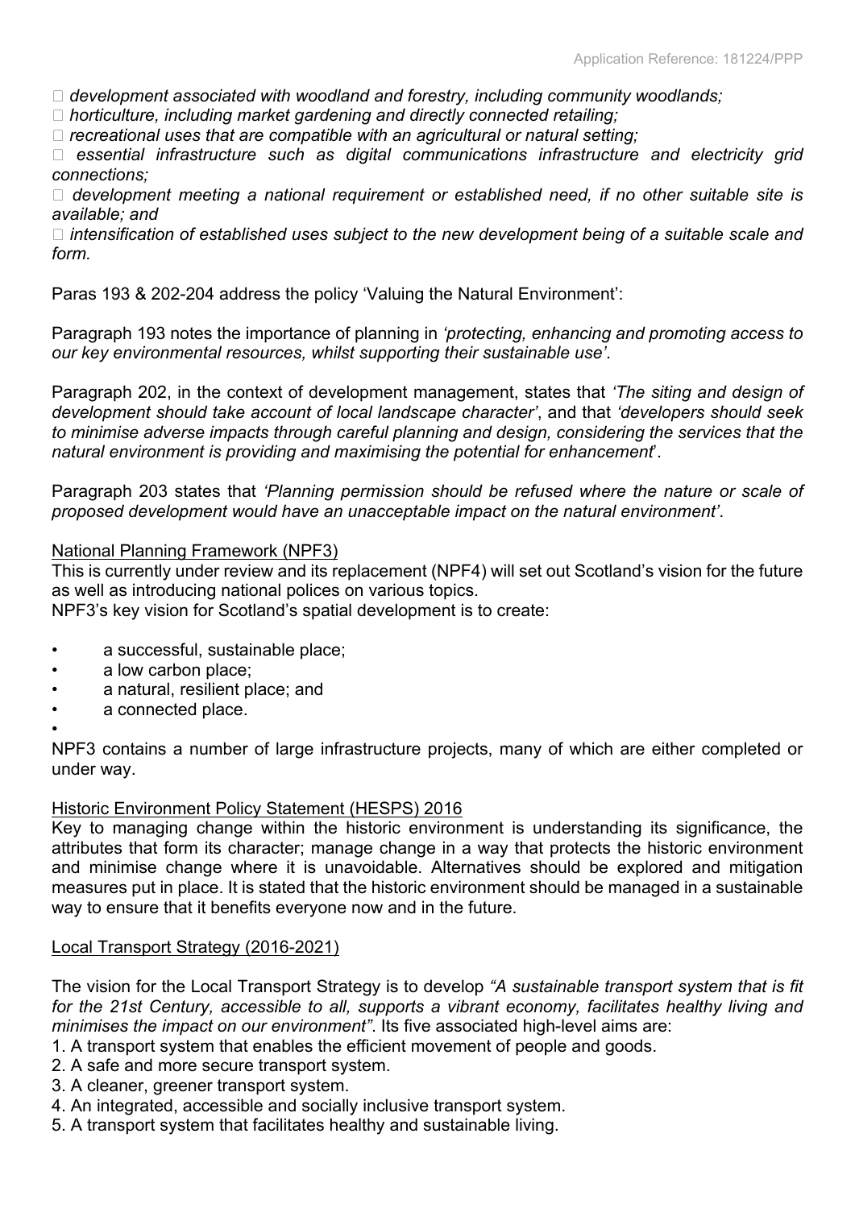- *development associated with woodland and forestry, including community woodlands;*
- *horticulture, including market gardening and directly connected retailing;*
- *recreational uses that are compatible with an agricultural or natural setting;*
- *essential infrastructure such as digital communications infrastructure and electricity grid connections;*
- *development meeting a national requirement or established need, if no other suitable site is available; and*
- *intensification of established uses subject to the new development being of a suitable scale and form.*

Paras 193 & 202-204 address the policy 'Valuing the Natural Environment':

Paragraph 193 notes the importance of planning in *'protecting, enhancing and promoting access to our key environmental resources, whilst supporting their sustainable use'*.

Paragraph 202, in the context of development management, states that *'The siting and design of development should take account of local landscape character'*, and that *'developers should seek to minimise adverse impacts through careful planning and design, considering the services that the natural environment is providing and maximising the potential for enhancement*'.

Paragraph 203 states that *'Planning permission should be refused where the nature or scale of proposed development would have an unacceptable impact on the natural environment'*.

National Planning Framework (NPF3)

This is currently under review and its replacement (NPF4) will set out Scotland's vision for the future as well as introducing national polices on various topics.

NPF3's key vision for Scotland's spatial development is to create:

- a successful, sustainable place;
- a low carbon place;
- a natural, resilient place; and
- a connected place.

NPF3 contains a number of large infrastructure projects, many of which are either completed or under way.

Historic Environment Policy Statement (HESPS) 2016

Key to managing change within the historic environment is understanding its significance, the attributes that form its character; manage change in a way that protects the historic environment and minimise change where it is unavoidable. Alternatives should be explored and mitigation measures put in place. It is stated that the historic environment should be managed in a sustainable way to ensure that it benefits everyone now and in the future.

Local Transport Strategy (2016-2021)

The vision for the Local Transport Strategy is to develop *"A sustainable transport system that is fit for the 21st Century, accessible to all, supports a vibrant economy, facilitates healthy living and minimises the impact on our environment"*. Its five associated high-level aims are:

1. A transport system that enables the efficient movement of people and goods.
2. A safe and more secure transport system.
3. A cleaner, greener transport system.
4. An integrated, accessible and socially inclusive transport system.
5. A transport system that facilitates healthy and sustainable living.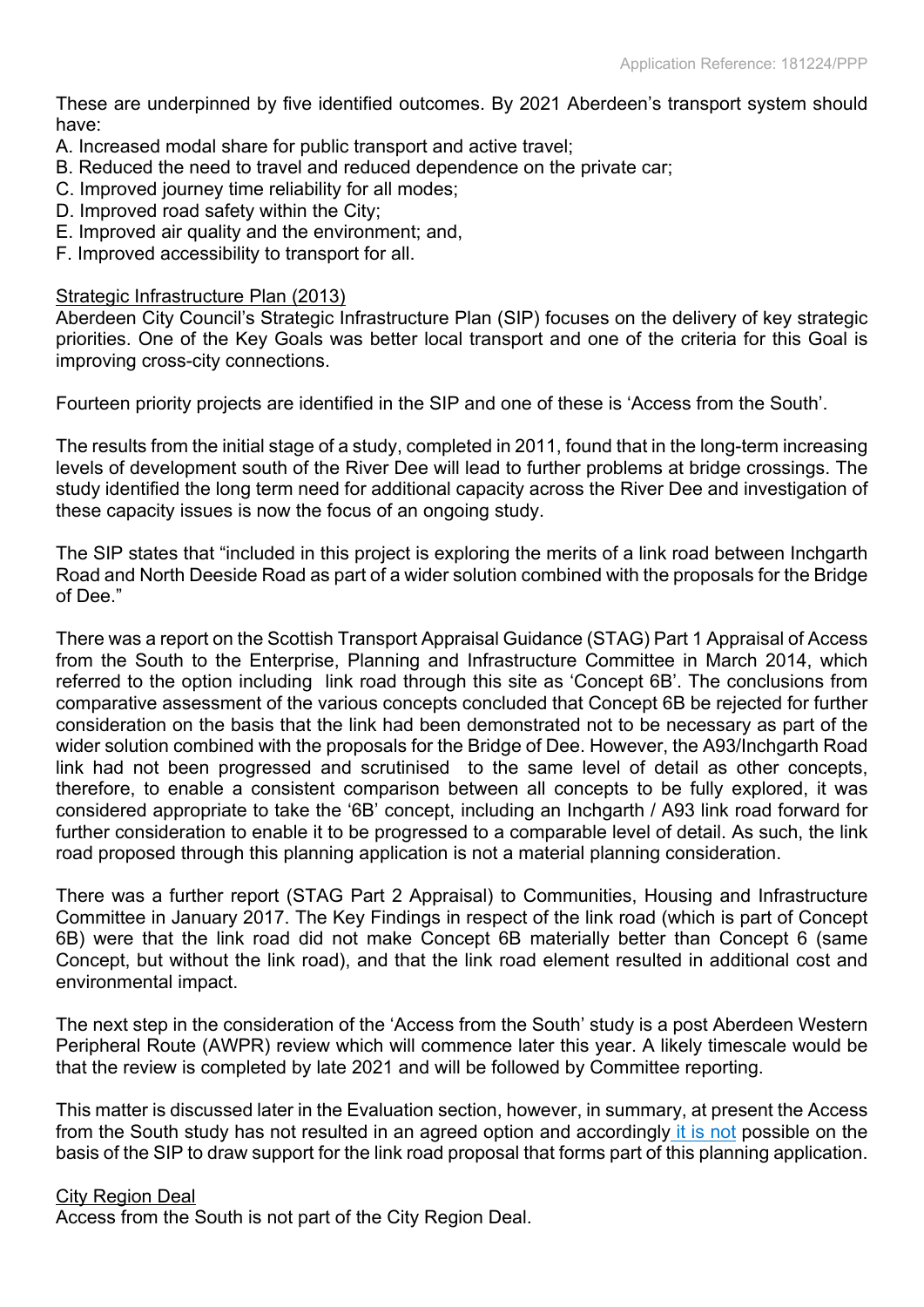These are underpinned by five identified outcomes. By 2021 Aberdeen's transport system should have:

A. Increased modal share for public transport and active travel;
B. Reduced the need to travel and reduced dependence on the private car;
C. Improved journey time reliability for all modes;
D. Improved road safety within the City;
E. Improved air quality and the environment; and,
F. Improved accessibility to transport for all.

<u>Strategic Infrastructure Plan (2013)</u>

Aberdeen City Council's Strategic Infrastructure Plan (SIP) focuses on the delivery of key strategic priorities. One of the Key Goals was better local transport and one of the criteria for this Goal is improving cross-city connections.

Fourteen priority projects are identified in the SIP and one of these is 'Access from the South'.

The results from the initial stage of a study, completed in 2011, found that in the long-term increasing levels of development south of the River Dee will lead to further problems at bridge crossings. The study identified the long term need for additional capacity across the River Dee and investigation of these capacity issues is now the focus of an ongoing study.

The SIP states that "included in this project is exploring the merits of a link road between Inchgarth Road and North Deeside Road as part of a wider solution combined with the proposals for the Bridge of Dee."

There was a report on the Scottish Transport Appraisal Guidance (STAG) Part 1 Appraisal of Access from the South to the Enterprise, Planning and Infrastructure Committee in March 2014, which referred to the option including link road through this site as 'Concept 6B'. The conclusions from comparative assessment of the various concepts concluded that Concept 6B be rejected for further consideration on the basis that the link had been demonstrated not to be necessary as part of the wider solution combined with the proposals for the Bridge of Dee. However, the A93/Inchgarth Road link had not been progressed and scrutinised to the same level of detail as other concepts, therefore, to enable a consistent comparison between all concepts to be fully explored, it was considered appropriate to take the '6B' concept, including an Inchgarth / A93 link road forward for further consideration to enable it to be progressed to a comparable level of detail. As such, the link road proposed through this planning application is not a material planning consideration.

There was a further report (STAG Part 2 Appraisal) to Communities, Housing and Infrastructure Committee in January 2017. The Key Findings in respect of the link road (which is part of Concept 6B) were that the link road did not make Concept 6B materially better than Concept 6 (same Concept, but without the link road), and that the link road element resulted in additional cost and environmental impact.

The next step in the consideration of the 'Access from the South' study is a post Aberdeen Western Peripheral Route (AWPR) review which will commence later this year. A likely timescale would be that the review is completed by late 2021 and will be followed by Committee reporting.

This matter is discussed later in the Evaluation section, however, in summary, at present the Access from the South study has not resulted in an agreed option and accordingly it is not possible on the basis of the SIP to draw support for the link road proposal that forms part of this planning application.

<u>City Region Deal</u>

Access from the South is not part of the City Region Deal.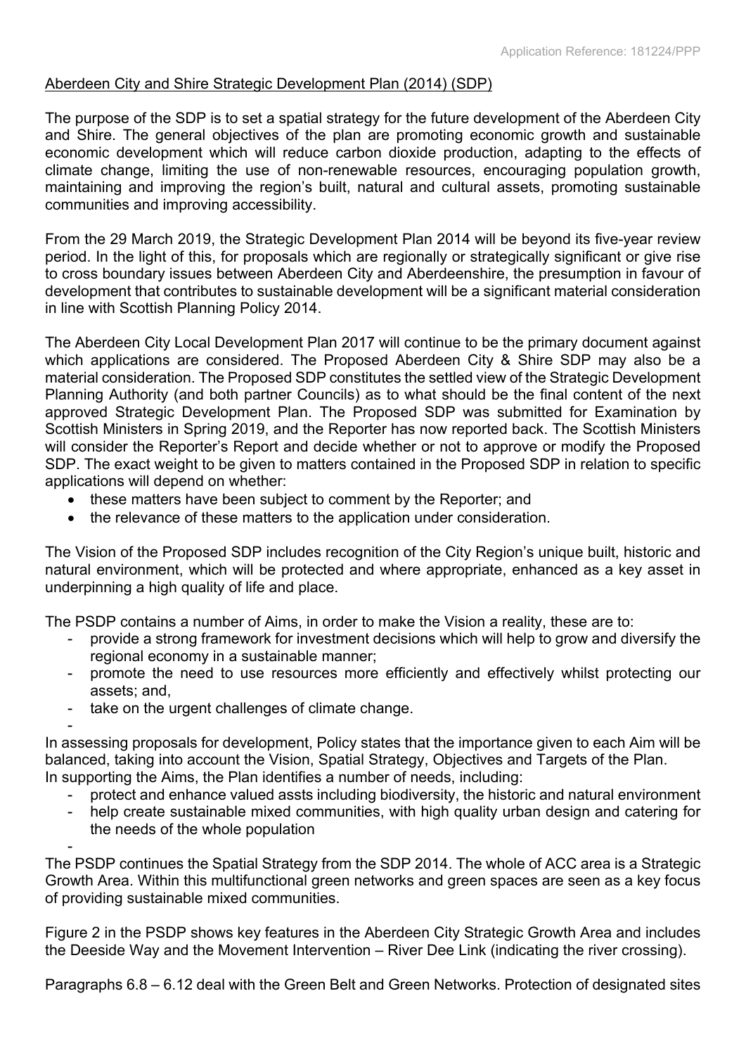Aberdeen City and Shire Strategic Development Plan (2014) (SDP)

The purpose of the SDP is to set a spatial strategy for the future development of the Aberdeen City and Shire. The general objectives of the plan are promoting economic growth and sustainable economic development which will reduce carbon dioxide production, adapting to the effects of climate change, limiting the use of non-renewable resources, encouraging population growth, maintaining and improving the region's built, natural and cultural assets, promoting sustainable communities and improving accessibility.

From the 29 March 2019, the Strategic Development Plan 2014 will be beyond its five-year review period. In the light of this, for proposals which are regionally or strategically significant or give rise to cross boundary issues between Aberdeen City and Aberdeenshire, the presumption in favour of development that contributes to sustainable development will be a significant material consideration in line with Scottish Planning Policy 2014.

The Aberdeen City Local Development Plan 2017 will continue to be the primary document against which applications are considered. The Proposed Aberdeen City & Shire SDP may also be a material consideration. The Proposed SDP constitutes the settled view of the Strategic Development Planning Authority (and both partner Councils) as to what should be the final content of the next approved Strategic Development Plan. The Proposed SDP was submitted for Examination by Scottish Ministers in Spring 2019, and the Reporter has now reported back. The Scottish Ministers will consider the Reporter's Report and decide whether or not to approve or modify the Proposed SDP. The exact weight to be given to matters contained in the Proposed SDP in relation to specific applications will depend on whether:

- these matters have been subject to comment by the Reporter; and
- the relevance of these matters to the application under consideration.

The Vision of the Proposed SDP includes recognition of the City Region's unique built, historic and natural environment, which will be protected and where appropriate, enhanced as a key asset in underpinning a high quality of life and place.

The PSDP contains a number of Aims, in order to make the Vision a reality, these are to:

- provide a strong framework for investment decisions which will help to grow and diversify the regional economy in a sustainable manner;
- promote the need to use resources more efficiently and effectively whilst protecting our assets; and,
- take on the urgent challenges of climate change.

In assessing proposals for development, Policy states that the importance given to each Aim will be balanced, taking into account the Vision, Spatial Strategy, Objectives and Targets of the Plan.
In supporting the Aims, the Plan identifies a number of needs, including:

- protect and enhance valued assts including biodiversity, the historic and natural environment
- help create sustainable mixed communities, with high quality urban design and catering for the needs of the whole population

The PSDP continues the Spatial Strategy from the SDP 2014. The whole of ACC area is a Strategic Growth Area. Within this multifunctional green networks and green spaces are seen as a key focus of providing sustainable mixed communities.

Figure 2 in the PSDP shows key features in the Aberdeen City Strategic Growth Area and includes the Deeside Way and the Movement Intervention – River Dee Link (indicating the river crossing).

Paragraphs 6.8 – 6.12 deal with the Green Belt and Green Networks. Protection of designated sites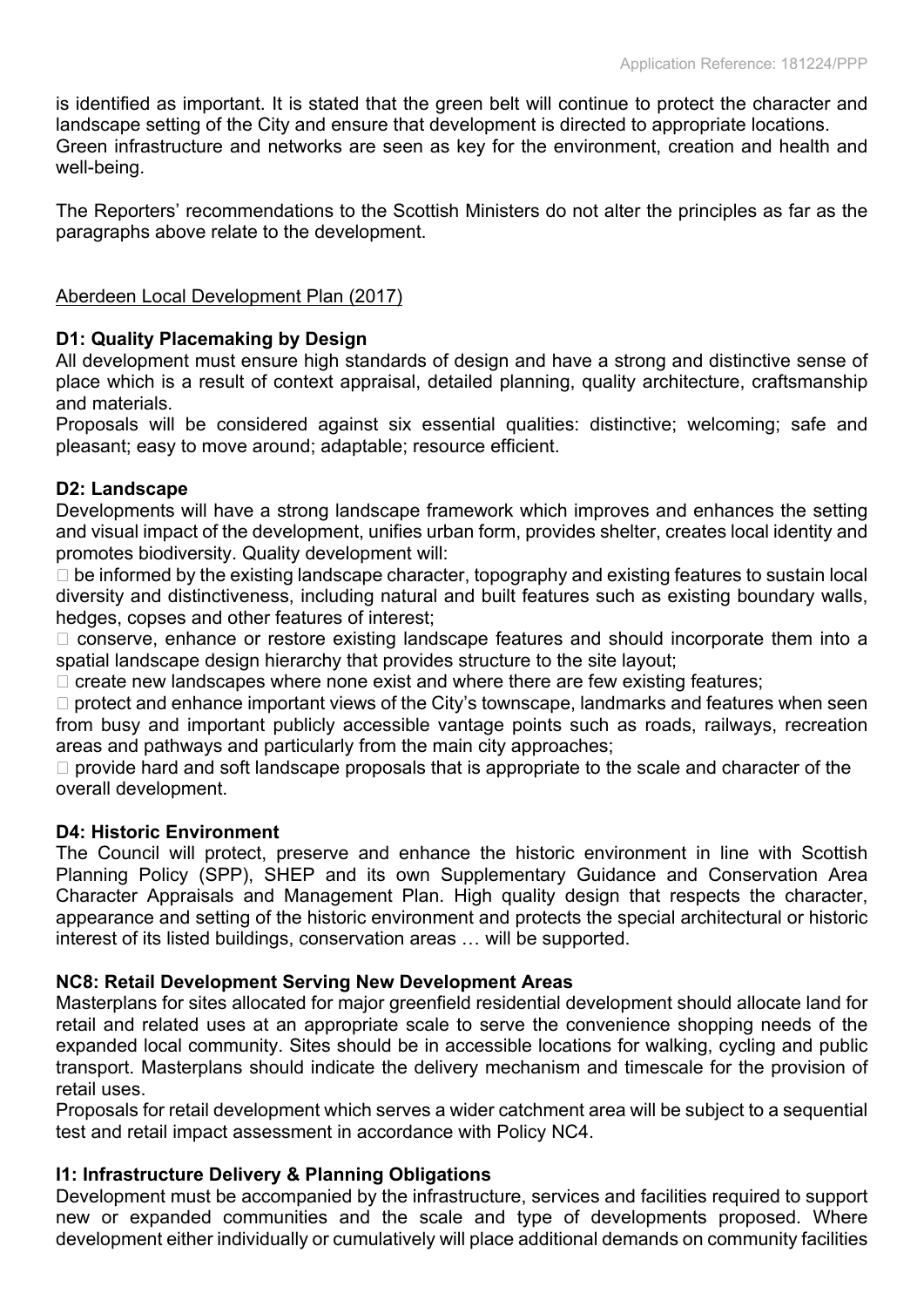is identified as important. It is stated that the green belt will continue to protect the character and landscape setting of the City and ensure that development is directed to appropriate locations. Green infrastructure and networks are seen as key for the environment, creation and health and well-being.

The Reporters' recommendations to the Scottish Ministers do not alter the principles as far as the paragraphs above relate to the development.

Aberdeen Local Development Plan (2017)

**D1: Quality Placemaking by Design**

All development must ensure high standards of design and have a strong and distinctive sense of place which is a result of context appraisal, detailed planning, quality architecture, craftsmanship and materials.

Proposals will be considered against six essential qualities: distinctive; welcoming; safe and pleasant; easy to move around; adaptable; resource efficient.

**D2: Landscape**

Developments will have a strong landscape framework which improves and enhances the setting and visual impact of the development, unifies urban form, provides shelter, creates local identity and promotes biodiversity. Quality development will:

- be informed by the existing landscape character, topography and existing features to sustain local diversity and distinctiveness, including natural and built features such as existing boundary walls, hedges, copses and other features of interest;
- conserve, enhance or restore existing landscape features and should incorporate them into a spatial landscape design hierarchy that provides structure to the site layout;
- create new landscapes where none exist and where there are few existing features;
- protect and enhance important views of the City's townscape, landmarks and features when seen from busy and important publicly accessible vantage points such as roads, railways, recreation areas and pathways and particularly from the main city approaches;
- provide hard and soft landscape proposals that is appropriate to the scale and character of the overall development.

**D4: Historic Environment**

The Council will protect, preserve and enhance the historic environment in line with Scottish Planning Policy (SPP), SHEP and its own Supplementary Guidance and Conservation Area Character Appraisals and Management Plan. High quality design that respects the character, appearance and setting of the historic environment and protects the special architectural or historic interest of its listed buildings, conservation areas … will be supported.

**NC8: Retail Development Serving New Development Areas**

Masterplans for sites allocated for major greenfield residential development should allocate land for retail and related uses at an appropriate scale to serve the convenience shopping needs of the expanded local community. Sites should be in accessible locations for walking, cycling and public transport. Masterplans should indicate the delivery mechanism and timescale for the provision of retail uses.

Proposals for retail development which serves a wider catchment area will be subject to a sequential test and retail impact assessment in accordance with Policy NC4.

**I1: Infrastructure Delivery & Planning Obligations**

Development must be accompanied by the infrastructure, services and facilities required to support new or expanded communities and the scale and type of developments proposed. Where development either individually or cumulatively will place additional demands on community facilities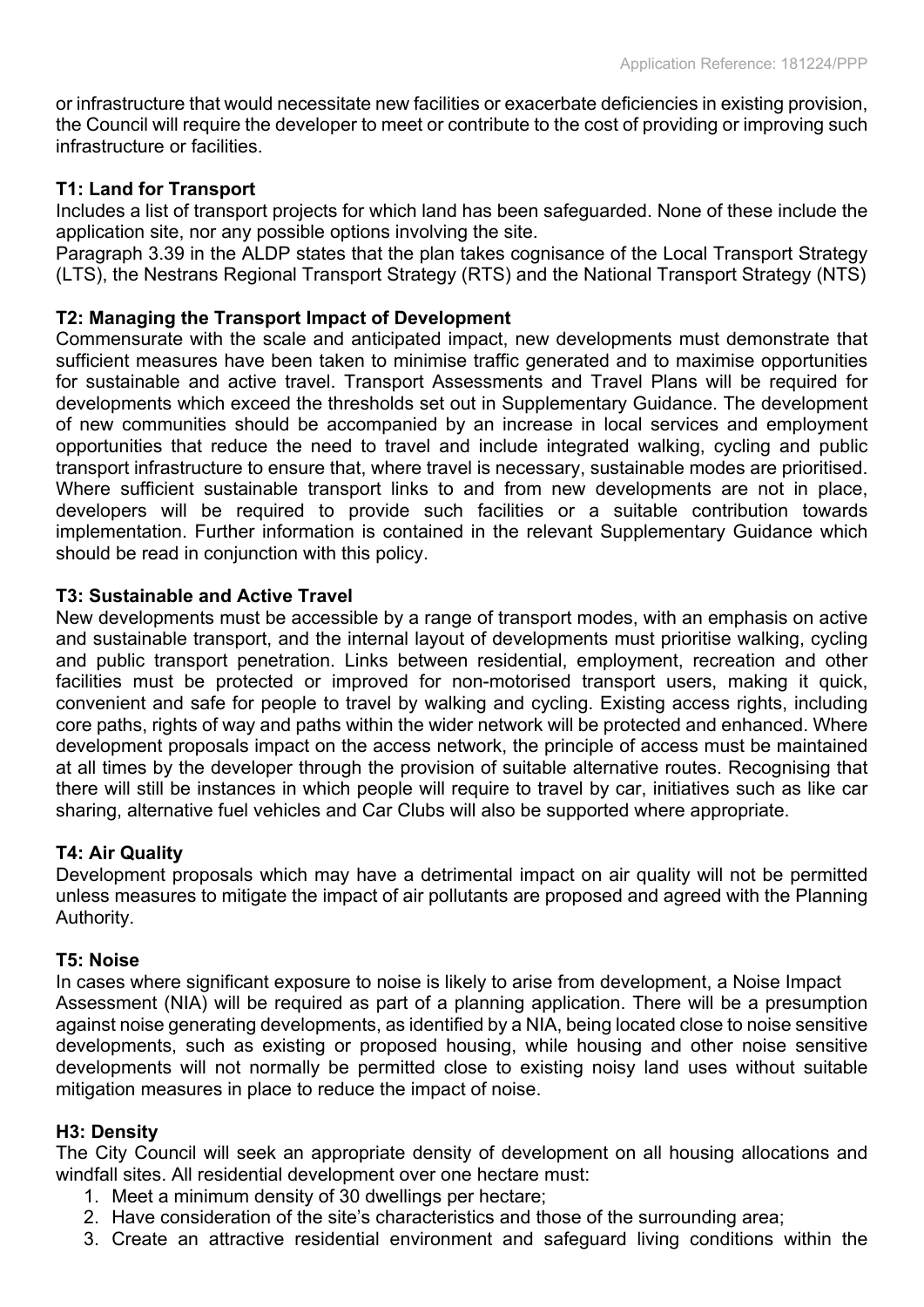or infrastructure that would necessitate new facilities or exacerbate deficiencies in existing provision, the Council will require the developer to meet or contribute to the cost of providing or improving such infrastructure or facilities.

**T1: Land for Transport**

Includes a list of transport projects for which land has been safeguarded. None of these include the application site, nor any possible options involving the site.

Paragraph 3.39 in the ALDP states that the plan takes cognisance of the Local Transport Strategy (LTS), the Nestrans Regional Transport Strategy (RTS) and the National Transport Strategy (NTS)

**T2: Managing the Transport Impact of Development**

Commensurate with the scale and anticipated impact, new developments must demonstrate that sufficient measures have been taken to minimise traffic generated and to maximise opportunities for sustainable and active travel. Transport Assessments and Travel Plans will be required for developments which exceed the thresholds set out in Supplementary Guidance. The development of new communities should be accompanied by an increase in local services and employment opportunities that reduce the need to travel and include integrated walking, cycling and public transport infrastructure to ensure that, where travel is necessary, sustainable modes are prioritised. Where sufficient sustainable transport links to and from new developments are not in place, developers will be required to provide such facilities or a suitable contribution towards implementation. Further information is contained in the relevant Supplementary Guidance which should be read in conjunction with this policy.

**T3: Sustainable and Active Travel**

New developments must be accessible by a range of transport modes, with an emphasis on active and sustainable transport, and the internal layout of developments must prioritise walking, cycling and public transport penetration. Links between residential, employment, recreation and other facilities must be protected or improved for non-motorised transport users, making it quick, convenient and safe for people to travel by walking and cycling. Existing access rights, including core paths, rights of way and paths within the wider network will be protected and enhanced. Where development proposals impact on the access network, the principle of access must be maintained at all times by the developer through the provision of suitable alternative routes. Recognising that there will still be instances in which people will require to travel by car, initiatives such as like car sharing, alternative fuel vehicles and Car Clubs will also be supported where appropriate.

**T4: Air Quality**

Development proposals which may have a detrimental impact on air quality will not be permitted unless measures to mitigate the impact of air pollutants are proposed and agreed with the Planning Authority.

**T5: Noise**

In cases where significant exposure to noise is likely to arise from development, a Noise Impact Assessment (NIA) will be required as part of a planning application. There will be a presumption against noise generating developments, as identified by a NIA, being located close to noise sensitive developments, such as existing or proposed housing, while housing and other noise sensitive developments will not normally be permitted close to existing noisy land uses without suitable mitigation measures in place to reduce the impact of noise.

**H3: Density**

The City Council will seek an appropriate density of development on all housing allocations and windfall sites. All residential development over one hectare must:

1. Meet a minimum density of 30 dwellings per hectare;
2. Have consideration of the site's characteristics and those of the surrounding area;
3. Create an attractive residential environment and safeguard living conditions within the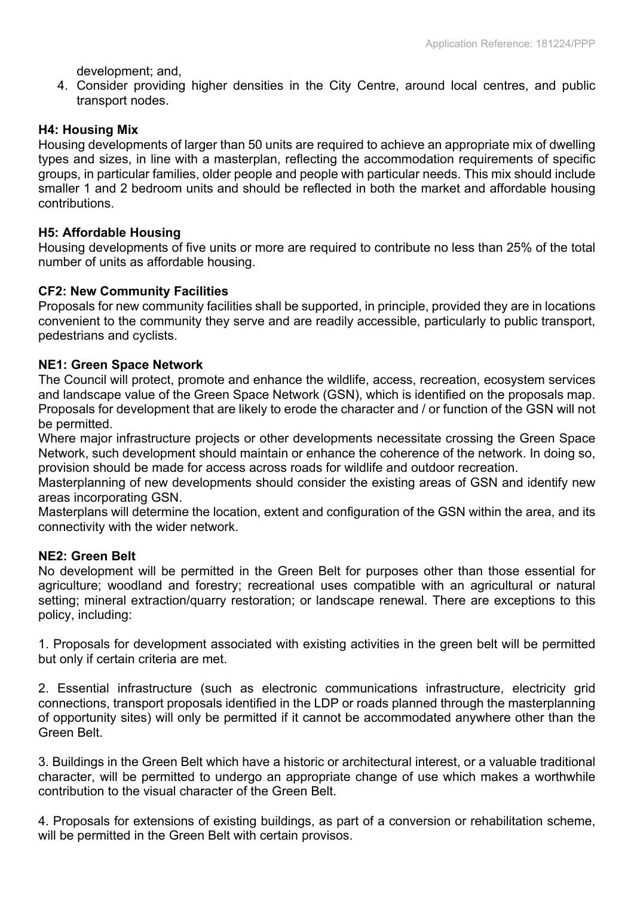development; and,

4. Consider providing higher densities in the City Centre, around local centres, and public transport nodes.

**H4: Housing Mix**

Housing developments of larger than 50 units are required to achieve an appropriate mix of dwelling types and sizes, in line with a masterplan, reflecting the accommodation requirements of specific groups, in particular families, older people and people with particular needs. This mix should include smaller 1 and 2 bedroom units and should be reflected in both the market and affordable housing contributions.

**H5: Affordable Housing**

Housing developments of five units or more are required to contribute no less than 25% of the total number of units as affordable housing.

**CF2: New Community Facilities**

Proposals for new community facilities shall be supported, in principle, provided they are in locations convenient to the community they serve and are readily accessible, particularly to public transport, pedestrians and cyclists.

**NE1: Green Space Network**

The Council will protect, promote and enhance the wildlife, access, recreation, ecosystem services and landscape value of the Green Space Network (GSN), which is identified on the proposals map. Proposals for development that are likely to erode the character and / or function of the GSN will not be permitted.

Where major infrastructure projects or other developments necessitate crossing the Green Space Network, such development should maintain or enhance the coherence of the network. In doing so, provision should be made for access across roads for wildlife and outdoor recreation.

Masterplanning of new developments should consider the existing areas of GSN and identify new areas incorporating GSN.

Masterplans will determine the location, extent and configuration of the GSN within the area, and its connectivity with the wider network.

**NE2: Green Belt**

No development will be permitted in the Green Belt for purposes other than those essential for agriculture; woodland and forestry; recreational uses compatible with an agricultural or natural setting; mineral extraction/quarry restoration; or landscape renewal. There are exceptions to this policy, including:

1. Proposals for development associated with existing activities in the green belt will be permitted but only if certain criteria are met.

2. Essential infrastructure (such as electronic communications infrastructure, electricity grid connections, transport proposals identified in the LDP or roads planned through the masterplanning of opportunity sites) will only be permitted if it cannot be accommodated anywhere other than the Green Belt.

3. Buildings in the Green Belt which have a historic or architectural interest, or a valuable traditional character, will be permitted to undergo an appropriate change of use which makes a worthwhile contribution to the visual character of the Green Belt.

4. Proposals for extensions of existing buildings, as part of a conversion or rehabilitation scheme, will be permitted in the Green Belt with certain provisos.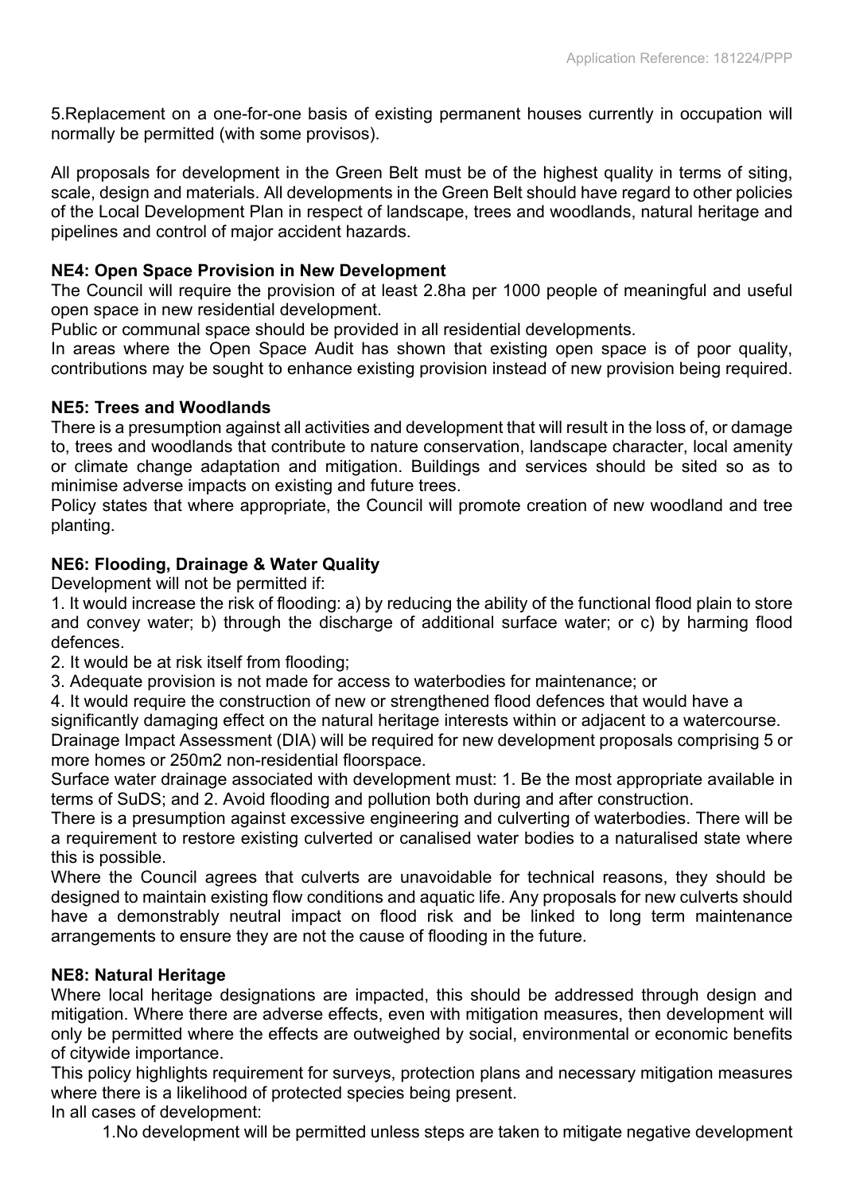5.Replacement on a one-for-one basis of existing permanent houses currently in occupation will normally be permitted (with some provisos).

All proposals for development in the Green Belt must be of the highest quality in terms of siting, scale, design and materials. All developments in the Green Belt should have regard to other policies of the Local Development Plan in respect of landscape, trees and woodlands, natural heritage and pipelines and control of major accident hazards.

**NE4: Open Space Provision in New Development**

The Council will require the provision of at least 2.8ha per 1000 people of meaningful and useful open space in new residential development.

Public or communal space should be provided in all residential developments.

In areas where the Open Space Audit has shown that existing open space is of poor quality, contributions may be sought to enhance existing provision instead of new provision being required.

**NE5: Trees and Woodlands**

There is a presumption against all activities and development that will result in the loss of, or damage to, trees and woodlands that contribute to nature conservation, landscape character, local amenity or climate change adaptation and mitigation. Buildings and services should be sited so as to minimise adverse impacts on existing and future trees.

Policy states that where appropriate, the Council will promote creation of new woodland and tree planting.

**NE6: Flooding, Drainage & Water Quality**

Development will not be permitted if:

1. It would increase the risk of flooding: a) by reducing the ability of the functional flood plain to store and convey water; b) through the discharge of additional surface water; or c) by harming flood defences.
2. It would be at risk itself from flooding;
3. Adequate provision is not made for access to waterbodies for maintenance; or
4. It would require the construction of new or strengthened flood defences that would have a significantly damaging effect on the natural heritage interests within or adjacent to a watercourse.

Drainage Impact Assessment (DIA) will be required for new development proposals comprising 5 or more homes or 250m2 non-residential floorspace.

Surface water drainage associated with development must: 1. Be the most appropriate available in terms of SuDS; and 2. Avoid flooding and pollution both during and after construction.

There is a presumption against excessive engineering and culverting of waterbodies. There will be a requirement to restore existing culverted or canalised water bodies to a naturalised state where this is possible.

Where the Council agrees that culverts are unavoidable for technical reasons, they should be designed to maintain existing flow conditions and aquatic life. Any proposals for new culverts should have a demonstrably neutral impact on flood risk and be linked to long term maintenance arrangements to ensure they are not the cause of flooding in the future.

**NE8: Natural Heritage**

Where local heritage designations are impacted, this should be addressed through design and mitigation. Where there are adverse effects, even with mitigation measures, then development will only be permitted where the effects are outweighed by social, environmental or economic benefits of citywide importance.

This policy highlights requirement for surveys, protection plans and necessary mitigation measures where there is a likelihood of protected species being present.

In all cases of development:

1.No development will be permitted unless steps are taken to mitigate negative development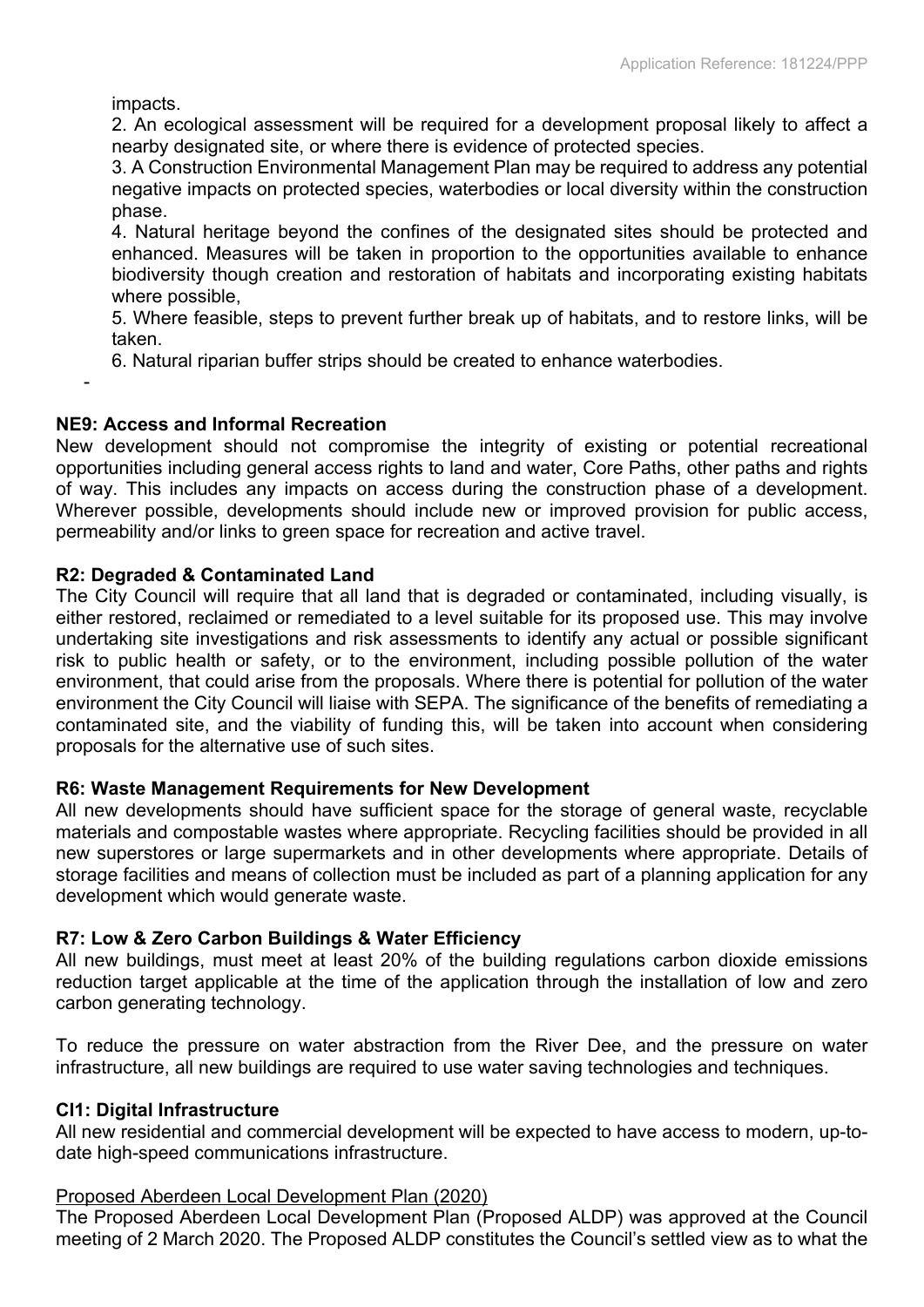impacts.

2. An ecological assessment will be required for a development proposal likely to affect a nearby designated site, or where there is evidence of protected species.
3. A Construction Environmental Management Plan may be required to address any potential negative impacts on protected species, waterbodies or local diversity within the construction phase.
4. Natural heritage beyond the confines of the designated sites should be protected and enhanced. Measures will be taken in proportion to the opportunities available to enhance biodiversity though creation and restoration of habitats and incorporating existing habitats where possible,
5. Where feasible, steps to prevent further break up of habitats, and to restore links, will be taken.
6. Natural riparian buffer strips should be created to enhance waterbodies.

-

**NE9: Access and Informal Recreation**

New development should not compromise the integrity of existing or potential recreational opportunities including general access rights to land and water, Core Paths, other paths and rights of way. This includes any impacts on access during the construction phase of a development. Wherever possible, developments should include new or improved provision for public access, permeability and/or links to green space for recreation and active travel.

**R2: Degraded & Contaminated Land**

The City Council will require that all land that is degraded or contaminated, including visually, is either restored, reclaimed or remediated to a level suitable for its proposed use. This may involve undertaking site investigations and risk assessments to identify any actual or possible significant risk to public health or safety, or to the environment, including possible pollution of the water environment, that could arise from the proposals. Where there is potential for pollution of the water environment the City Council will liaise with SEPA. The significance of the benefits of remediating a contaminated site, and the viability of funding this, will be taken into account when considering proposals for the alternative use of such sites.

**R6: Waste Management Requirements for New Development**

All new developments should have sufficient space for the storage of general waste, recyclable materials and compostable wastes where appropriate. Recycling facilities should be provided in all new superstores or large supermarkets and in other developments where appropriate. Details of storage facilities and means of collection must be included as part of a planning application for any development which would generate waste.

**R7: Low & Zero Carbon Buildings & Water Efficiency**

All new buildings, must meet at least 20% of the building regulations carbon dioxide emissions reduction target applicable at the time of the application through the installation of low and zero carbon generating technology.

To reduce the pressure on water abstraction from the River Dee, and the pressure on water infrastructure, all new buildings are required to use water saving technologies and techniques.

**CI1: Digital Infrastructure**

All new residential and commercial development will be expected to have access to modern, up-to-date high-speed communications infrastructure.

Proposed Aberdeen Local Development Plan (2020)

The Proposed Aberdeen Local Development Plan (Proposed ALDP) was approved at the Council meeting of 2 March 2020. The Proposed ALDP constitutes the Council's settled view as to what the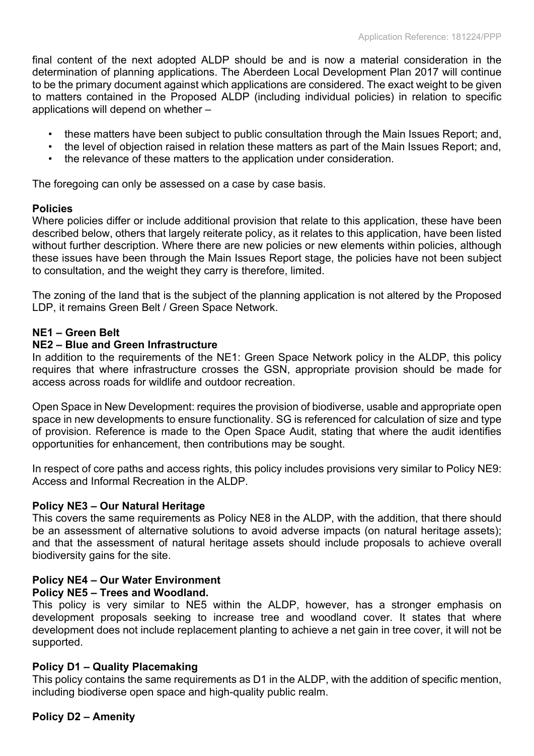final content of the next adopted ALDP should be and is now a material consideration in the determination of planning applications. The Aberdeen Local Development Plan 2017 will continue to be the primary document against which applications are considered. The exact weight to be given to matters contained in the Proposed ALDP (including individual policies) in relation to specific applications will depend on whether –

- these matters have been subject to public consultation through the Main Issues Report; and,
- the level of objection raised in relation these matters as part of the Main Issues Report; and,
- the relevance of these matters to the application under consideration.

The foregoing can only be assessed on a case by case basis.

**Policies**

Where policies differ or include additional provision that relate to this application, these have been described below, others that largely reiterate policy, as it relates to this application, have been listed without further description. Where there are new policies or new elements within policies, although these issues have been through the Main Issues Report stage, the policies have not been subject to consultation, and the weight they carry is therefore, limited.

The zoning of the land that is the subject of the planning application is not altered by the Proposed LDP, it remains Green Belt / Green Space Network.

**NE1 – Green Belt**

**NE2 – Blue and Green Infrastructure**

In addition to the requirements of the NE1: Green Space Network policy in the ALDP, this policy requires that where infrastructure crosses the GSN, appropriate provision should be made for access across roads for wildlife and outdoor recreation.

Open Space in New Development: requires the provision of biodiverse, usable and appropriate open space in new developments to ensure functionality. SG is referenced for calculation of size and type of provision. Reference is made to the Open Space Audit, stating that where the audit identifies opportunities for enhancement, then contributions may be sought.

In respect of core paths and access rights, this policy includes provisions very similar to Policy NE9: Access and Informal Recreation in the ALDP.

**Policy NE3 – Our Natural Heritage**

This covers the same requirements as Policy NE8 in the ALDP, with the addition, that there should be an assessment of alternative solutions to avoid adverse impacts (on natural heritage assets); and that the assessment of natural heritage assets should include proposals to achieve overall biodiversity gains for the site.

**Policy NE4 – Our Water Environment**

**Policy NE5 – Trees and Woodland.**

This policy is very similar to NE5 within the ALDP, however, has a stronger emphasis on development proposals seeking to increase tree and woodland cover. It states that where development does not include replacement planting to achieve a net gain in tree cover, it will not be supported.

**Policy D1 – Quality Placemaking**

This policy contains the same requirements as D1 in the ALDP, with the addition of specific mention, including biodiverse open space and high-quality public realm.

**Policy D2 – Amenity**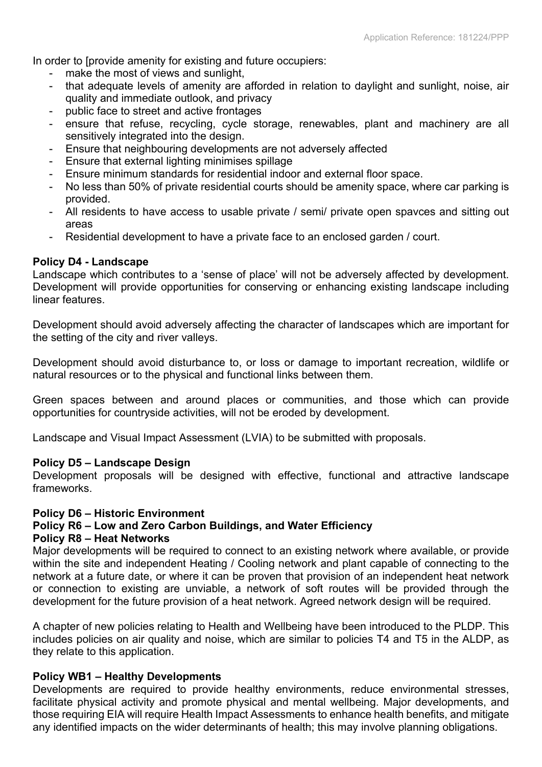In order to [provide amenity for existing and future occupiers:

- make the most of views and sunlight,
- that adequate levels of amenity are afforded in relation to daylight and sunlight, noise, air quality and immediate outlook, and privacy
- public face to street and active frontages
- ensure that refuse, recycling, cycle storage, renewables, plant and machinery are all sensitively integrated into the design.
- Ensure that neighbouring developments are not adversely affected
- Ensure that external lighting minimises spillage
- Ensure minimum standards for residential indoor and external floor space.
- No less than 50% of private residential courts should be amenity space, where car parking is provided.
- All residents to have access to usable private / semi/ private open spavces and sitting out areas
- Residential development to have a private face to an enclosed garden / court.

**Policy D4 - Landscape**

Landscape which contributes to a 'sense of place' will not be adversely affected by development. Development will provide opportunities for conserving or enhancing existing landscape including linear features.

Development should avoid adversely affecting the character of landscapes which are important for the setting of the city and river valleys.

Development should avoid disturbance to, or loss or damage to important recreation, wildlife or natural resources or to the physical and functional links between them.

Green spaces between and around places or communities, and those which can provide opportunities for countryside activities, will not be eroded by development.

Landscape and Visual Impact Assessment (LVIA) to be submitted with proposals.

**Policy D5 – Landscape Design**

Development proposals will be designed with effective, functional and attractive landscape frameworks.

**Policy D6 – Historic Environment**

**Policy R6 – Low and Zero Carbon Buildings, and Water Efficiency**

**Policy R8 – Heat Networks**

Major developments will be required to connect to an existing network where available, or provide within the site and independent Heating / Cooling network and plant capable of connecting to the network at a future date, or where it can be proven that provision of an independent heat network or connection to existing are unviable, a network of soft routes will be provided through the development for the future provision of a heat network. Agreed network design will be required.

A chapter of new policies relating to Health and Wellbeing have been introduced to the PLDP. This includes policies on air quality and noise, which are similar to policies T4 and T5 in the ALDP, as they relate to this application.

**Policy WB1 – Healthy Developments**

Developments are required to provide healthy environments, reduce environmental stresses, facilitate physical activity and promote physical and mental wellbeing. Major developments, and those requiring EIA will require Health Impact Assessments to enhance health benefits, and mitigate any identified impacts on the wider determinants of health; this may involve planning obligations.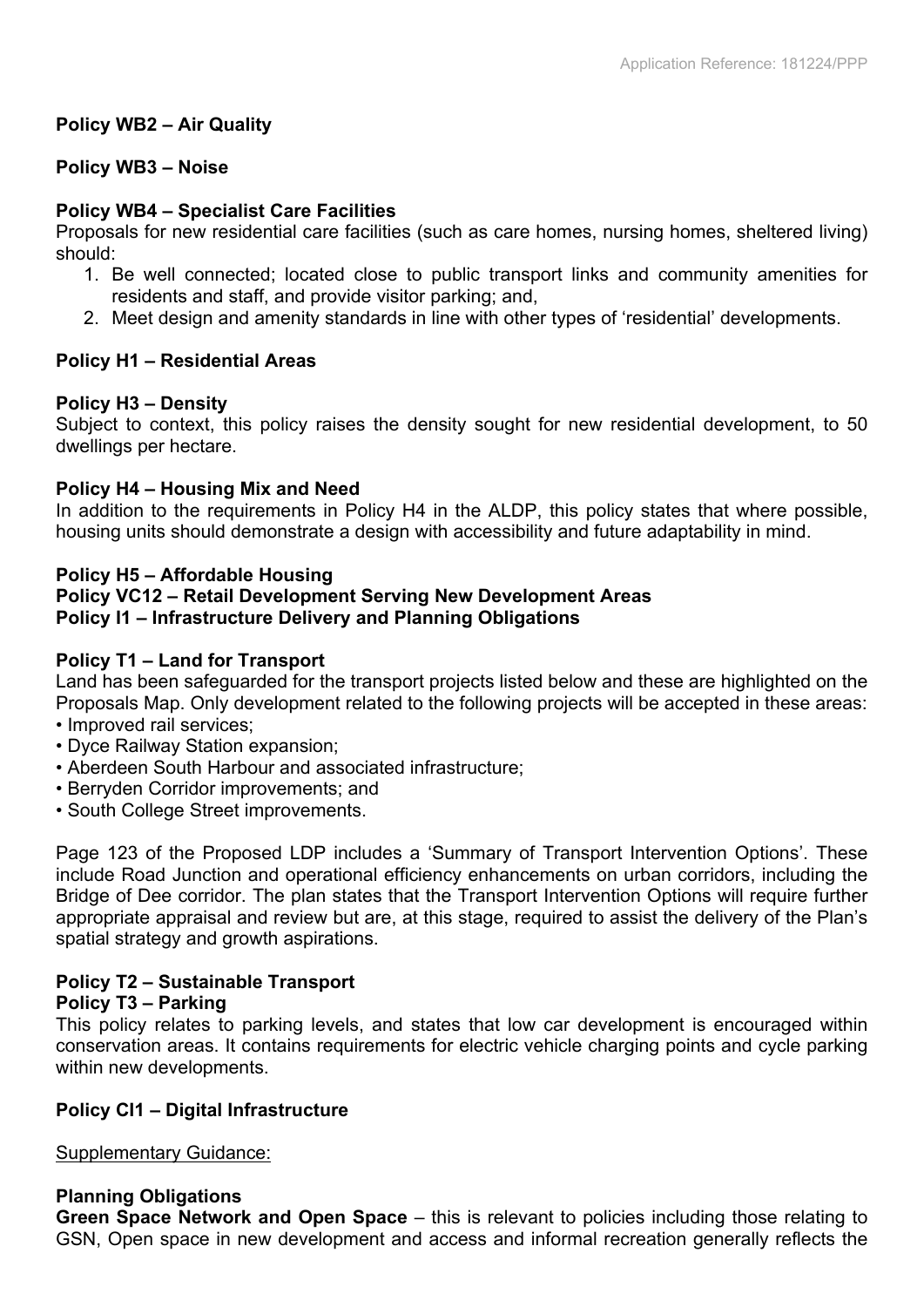**Policy WB2 – Air Quality**

**Policy WB3 – Noise**

**Policy WB4 – Specialist Care Facilities**

Proposals for new residential care facilities (such as care homes, nursing homes, sheltered living) should:

1. Be well connected; located close to public transport links and community amenities for residents and staff, and provide visitor parking; and,
2. Meet design and amenity standards in line with other types of 'residential' developments.

**Policy H1 – Residential Areas**

**Policy H3 – Density**

Subject to context, this policy raises the density sought for new residential development, to 50 dwellings per hectare.

**Policy H4 – Housing Mix and Need**

In addition to the requirements in Policy H4 in the ALDP, this policy states that where possible, housing units should demonstrate a design with accessibility and future adaptability in mind.

**Policy H5 – Affordable Housing**
**Policy VC12 – Retail Development Serving New Development Areas**
**Policy I1 – Infrastructure Delivery and Planning Obligations**

**Policy T1 – Land for Transport**

Land has been safeguarded for the transport projects listed below and these are highlighted on the Proposals Map. Only development related to the following projects will be accepted in these areas:

- Improved rail services;
- Dyce Railway Station expansion;
- Aberdeen South Harbour and associated infrastructure;
- Berryden Corridor improvements; and
- South College Street improvements.

Page 123 of the Proposed LDP includes a 'Summary of Transport Intervention Options'. These include Road Junction and operational efficiency enhancements on urban corridors, including the Bridge of Dee corridor. The plan states that the Transport Intervention Options will require further appropriate appraisal and review but are, at this stage, required to assist the delivery of the Plan's spatial strategy and growth aspirations.

**Policy T2 – Sustainable Transport**
**Policy T3 – Parking**

This policy relates to parking levels, and states that low car development is encouraged within conservation areas. It contains requirements for electric vehicle charging points and cycle parking within new developments.

**Policy CI1 – Digital Infrastructure**

Supplementary Guidance:

**Planning Obligations**
**Green Space Network and Open Space** – this is relevant to policies including those relating to GSN, Open space in new development and access and informal recreation generally reflects the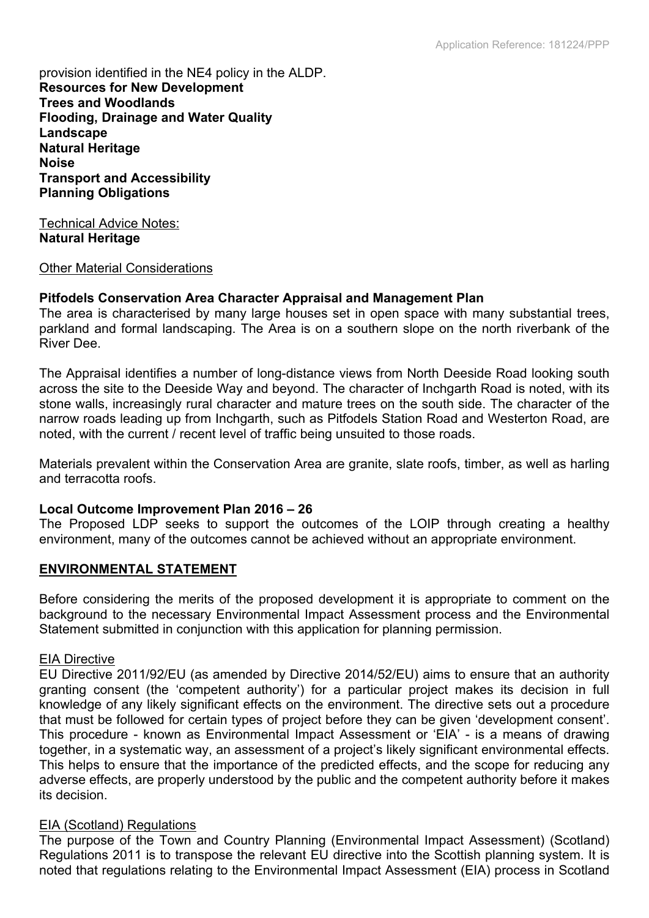provision identified in the NE4 policy in the ALDP.

**Resources for New Development**
**Trees and Woodlands**
**Flooding, Drainage and Water Quality**
**Landscape**
**Natural Heritage**
**Noise**
**Transport and Accessibility**
**Planning Obligations**

Technical Advice Notes:
**Natural Heritage**

Other Material Considerations

**Pitfodels Conservation Area Character Appraisal and Management Plan**

The area is characterised by many large houses set in open space with many substantial trees, parkland and formal landscaping. The Area is on a southern slope on the north riverbank of the River Dee.

The Appraisal identifies a number of long-distance views from North Deeside Road looking south across the site to the Deeside Way and beyond. The character of Inchgarth Road is noted, with its stone walls, increasingly rural character and mature trees on the south side. The character of the narrow roads leading up from Inchgarth, such as Pitfodels Station Road and Westerton Road, are noted, with the current / recent level of traffic being unsuited to those roads.

Materials prevalent within the Conservation Area are granite, slate roofs, timber, as well as harling and terracotta roofs.

**Local Outcome Improvement Plan 2016 – 26**

The Proposed LDP seeks to support the outcomes of the LOIP through creating a healthy environment, many of the outcomes cannot be achieved without an appropriate environment.

## ENVIRONMENTAL STATEMENT

Before considering the merits of the proposed development it is appropriate to comment on the background to the necessary Environmental Impact Assessment process and the Environmental Statement submitted in conjunction with this application for planning permission.

EIA Directive

EU Directive 2011/92/EU (as amended by Directive 2014/52/EU) aims to ensure that an authority granting consent (the 'competent authority') for a particular project makes its decision in full knowledge of any likely significant effects on the environment. The directive sets out a procedure that must be followed for certain types of project before they can be given 'development consent'. This procedure - known as Environmental Impact Assessment or 'EIA' - is a means of drawing together, in a systematic way, an assessment of a project's likely significant environmental effects. This helps to ensure that the importance of the predicted effects, and the scope for reducing any adverse effects, are properly understood by the public and the competent authority before it makes its decision.

EIA (Scotland) Regulations

The purpose of the Town and Country Planning (Environmental Impact Assessment) (Scotland) Regulations 2011 is to transpose the relevant EU directive into the Scottish planning system. It is noted that regulations relating to the Environmental Impact Assessment (EIA) process in Scotland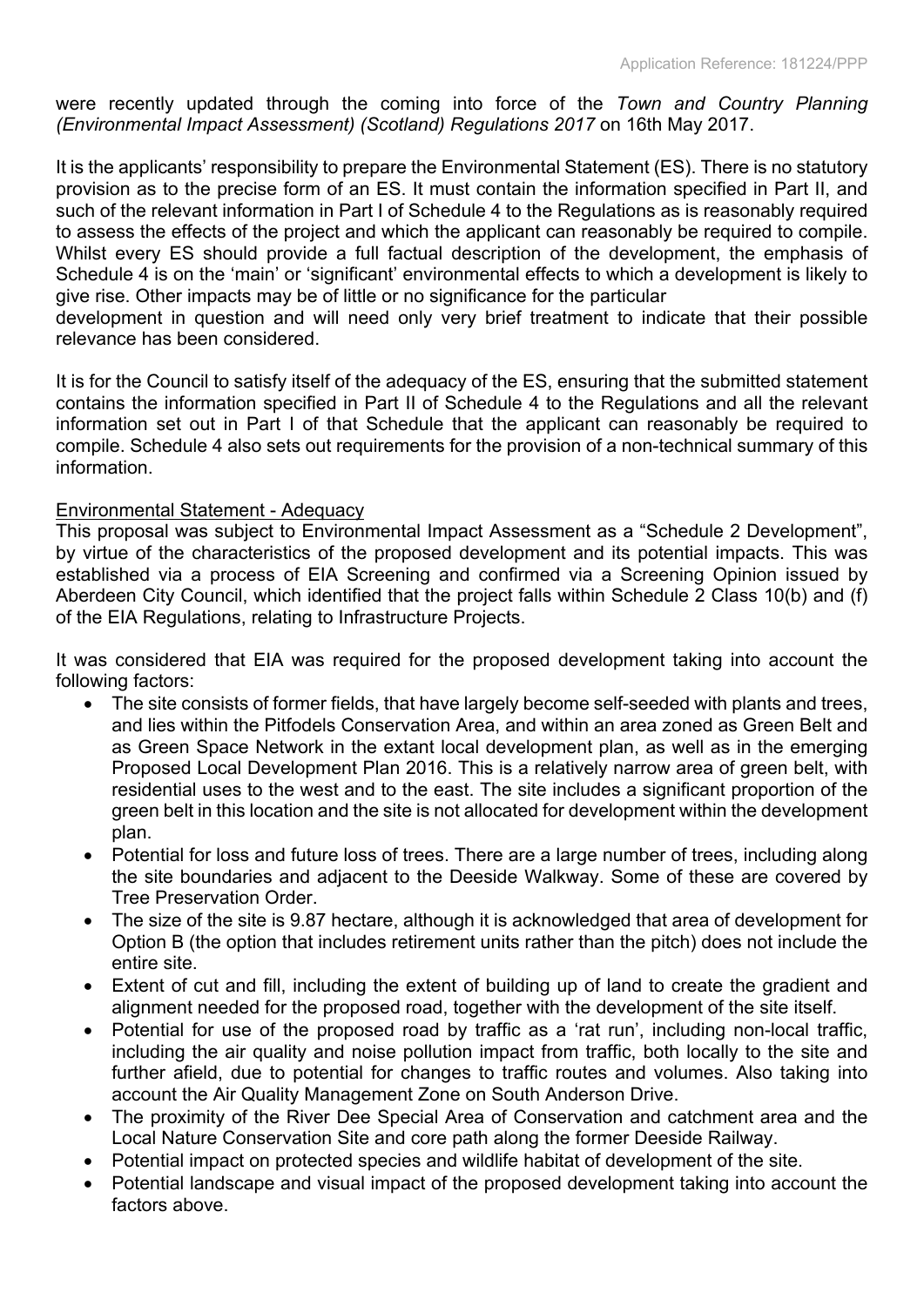were recently updated through the coming into force of the *Town and Country Planning (Environmental Impact Assessment) (Scotland) Regulations 2017* on 16th May 2017.

It is the applicants' responsibility to prepare the Environmental Statement (ES). There is no statutory provision as to the precise form of an ES. It must contain the information specified in Part II, and such of the relevant information in Part I of Schedule 4 to the Regulations as is reasonably required to assess the effects of the project and which the applicant can reasonably be required to compile. Whilst every ES should provide a full factual description of the development, the emphasis of Schedule 4 is on the 'main' or 'significant' environmental effects to which a development is likely to give rise. Other impacts may be of little or no significance for the particular development in question and will need only very brief treatment to indicate that their possible relevance has been considered.

It is for the Council to satisfy itself of the adequacy of the ES, ensuring that the submitted statement contains the information specified in Part II of Schedule 4 to the Regulations and all the relevant information set out in Part I of that Schedule that the applicant can reasonably be required to compile. Schedule 4 also sets out requirements for the provision of a non-technical summary of this information.

<u>Environmental Statement - Adequacy</u>

This proposal was subject to Environmental Impact Assessment as a "Schedule 2 Development", by virtue of the characteristics of the proposed development and its potential impacts. This was established via a process of EIA Screening and confirmed via a Screening Opinion issued by Aberdeen City Council, which identified that the project falls within Schedule 2 Class 10(b) and (f) of the EIA Regulations, relating to Infrastructure Projects.

It was considered that EIA was required for the proposed development taking into account the following factors:

- The site consists of former fields, that have largely become self-seeded with plants and trees, and lies within the Pitfodels Conservation Area, and within an area zoned as Green Belt and as Green Space Network in the extant local development plan, as well as in the emerging Proposed Local Development Plan 2016. This is a relatively narrow area of green belt, with residential uses to the west and to the east. The site includes a significant proportion of the green belt in this location and the site is not allocated for development within the development plan.
- Potential for loss and future loss of trees. There are a large number of trees, including along the site boundaries and adjacent to the Deeside Walkway. Some of these are covered by Tree Preservation Order.
- The size of the site is 9.87 hectare, although it is acknowledged that area of development for Option B (the option that includes retirement units rather than the pitch) does not include the entire site.
- Extent of cut and fill, including the extent of building up of land to create the gradient and alignment needed for the proposed road, together with the development of the site itself.
- Potential for use of the proposed road by traffic as a 'rat run', including non-local traffic, including the air quality and noise pollution impact from traffic, both locally to the site and further afield, due to potential for changes to traffic routes and volumes. Also taking into account the Air Quality Management Zone on South Anderson Drive.
- The proximity of the River Dee Special Area of Conservation and catchment area and the Local Nature Conservation Site and core path along the former Deeside Railway.
- Potential impact on protected species and wildlife habitat of development of the site.
- Potential landscape and visual impact of the proposed development taking into account the factors above.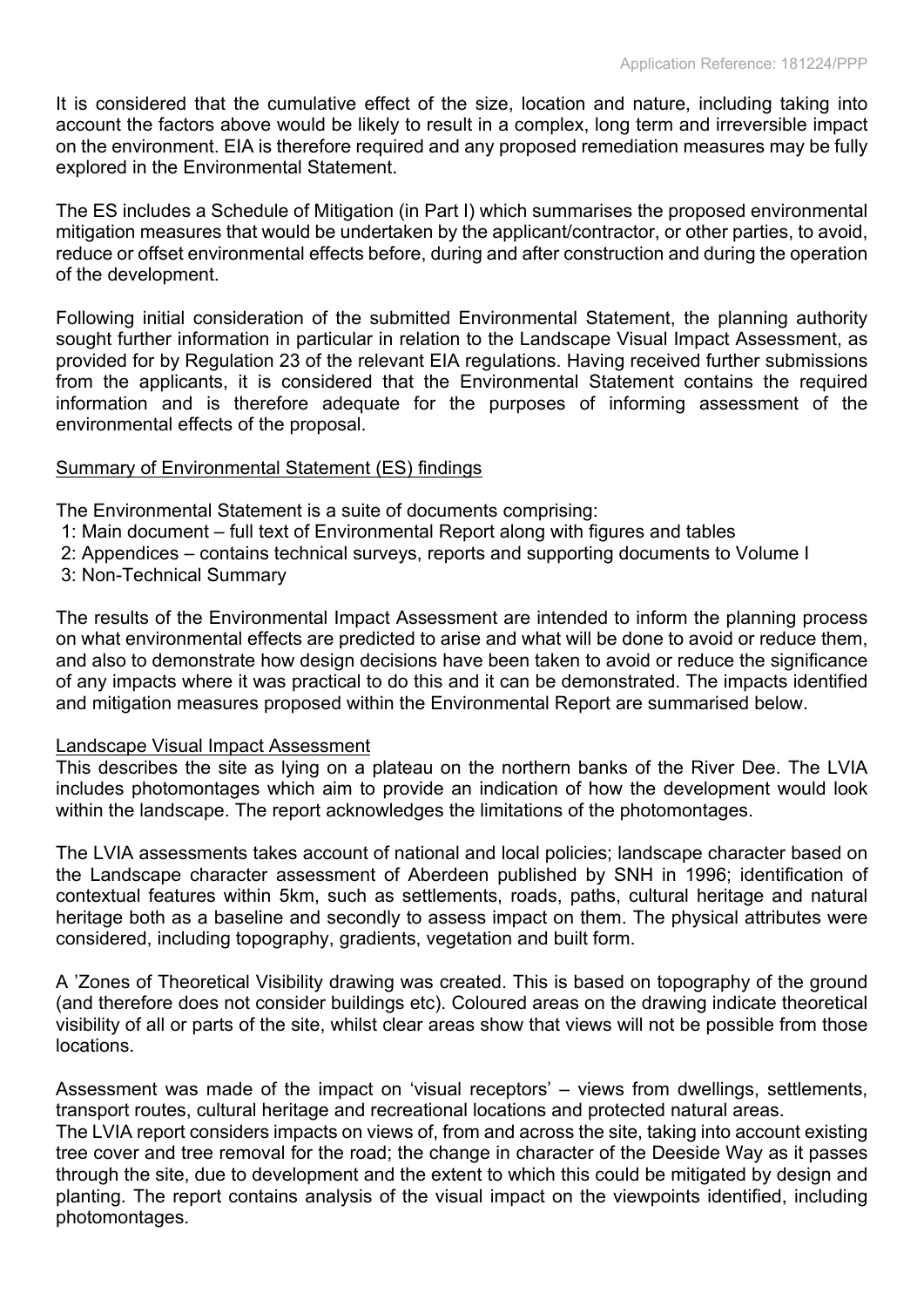It is considered that the cumulative effect of the size, location and nature, including taking into account the factors above would be likely to result in a complex, long term and irreversible impact on the environment. EIA is therefore required and any proposed remediation measures may be fully explored in the Environmental Statement.

The ES includes a Schedule of Mitigation (in Part I) which summarises the proposed environmental mitigation measures that would be undertaken by the applicant/contractor, or other parties, to avoid, reduce or offset environmental effects before, during and after construction and during the operation of the development.

Following initial consideration of the submitted Environmental Statement, the planning authority sought further information in particular in relation to the Landscape Visual Impact Assessment, as provided for by Regulation 23 of the relevant EIA regulations. Having received further submissions from the applicants, it is considered that the Environmental Statement contains the required information and is therefore adequate for the purposes of informing assessment of the environmental effects of the proposal.

<u>Summary of Environmental Statement (ES) findings</u>

The Environmental Statement is a suite of documents comprising:

1: Main document – full text of Environmental Report along with figures and tables
2: Appendices – contains technical surveys, reports and supporting documents to Volume I
3: Non-Technical Summary

The results of the Environmental Impact Assessment are intended to inform the planning process on what environmental effects are predicted to arise and what will be done to avoid or reduce them, and also to demonstrate how design decisions have been taken to avoid or reduce the significance of any impacts where it was practical to do this and it can be demonstrated. The impacts identified and mitigation measures proposed within the Environmental Report are summarised below.

<u>Landscape Visual Impact Assessment</u>
This describes the site as lying on a plateau on the northern banks of the River Dee. The LVIA includes photomontages which aim to provide an indication of how the development would look within the landscape. The report acknowledges the limitations of the photomontages.

The LVIA assessments takes account of national and local policies; landscape character based on the Landscape character assessment of Aberdeen published by SNH in 1996; identification of contextual features within 5km, such as settlements, roads, paths, cultural heritage and natural heritage both as a baseline and secondly to assess impact on them. The physical attributes were considered, including topography, gradients, vegetation and built form.

A 'Zones of Theoretical Visibility drawing was created. This is based on topography of the ground (and therefore does not consider buildings etc). Coloured areas on the drawing indicate theoretical visibility of all or parts of the site, whilst clear areas show that views will not be possible from those locations.

Assessment was made of the impact on 'visual receptors' – views from dwellings, settlements, transport routes, cultural heritage and recreational locations and protected natural areas.
The LVIA report considers impacts on views of, from and across the site, taking into account existing tree cover and tree removal for the road; the change in character of the Deeside Way as it passes through the site, due to development and the extent to which this could be mitigated by design and planting. The report contains analysis of the visual impact on the viewpoints identified, including photomontages.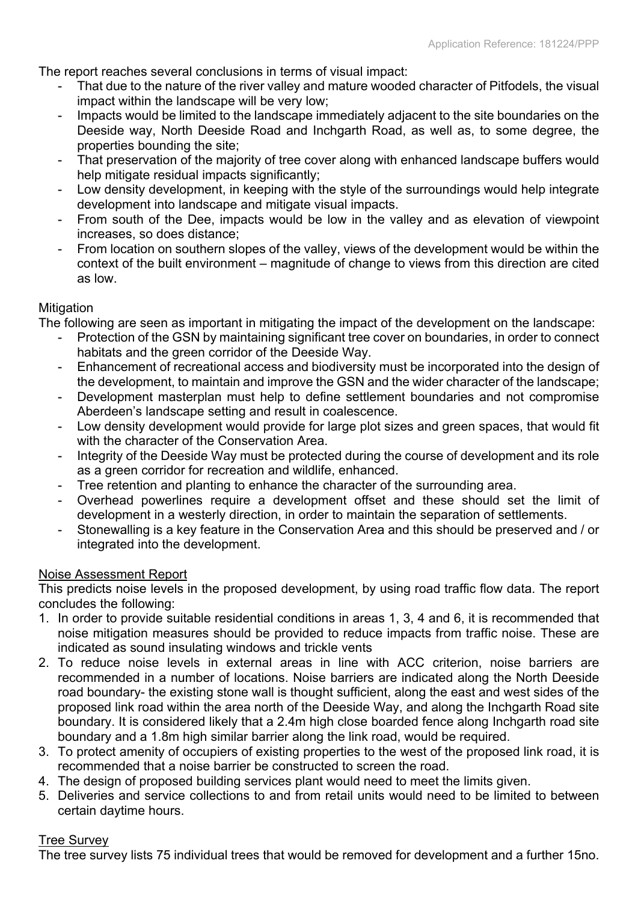The report reaches several conclusions in terms of visual impact:

- That due to the nature of the river valley and mature wooded character of Pitfodels, the visual impact within the landscape will be very low;
- Impacts would be limited to the landscape immediately adjacent to the site boundaries on the Deeside way, North Deeside Road and Inchgarth Road, as well as, to some degree, the properties bounding the site;
- That preservation of the majority of tree cover along with enhanced landscape buffers would help mitigate residual impacts significantly;
- Low density development, in keeping with the style of the surroundings would help integrate development into landscape and mitigate visual impacts.
- From south of the Dee, impacts would be low in the valley and as elevation of viewpoint increases, so does distance;
- From location on southern slopes of the valley, views of the development would be within the context of the built environment – magnitude of change to views from this direction are cited as low.

Mitigation

The following are seen as important in mitigating the impact of the development on the landscape:

- Protection of the GSN by maintaining significant tree cover on boundaries, in order to connect habitats and the green corridor of the Deeside Way.
- Enhancement of recreational access and biodiversity must be incorporated into the design of the development, to maintain and improve the GSN and the wider character of the landscape;
- Development masterplan must help to define settlement boundaries and not compromise Aberdeen's landscape setting and result in coalescence.
- Low density development would provide for large plot sizes and green spaces, that would fit with the character of the Conservation Area.
- Integrity of the Deeside Way must be protected during the course of development and its role as a green corridor for recreation and wildlife, enhanced.
- Tree retention and planting to enhance the character of the surrounding area.
- Overhead powerlines require a development offset and these should set the limit of development in a westerly direction, in order to maintain the separation of settlements.
- Stonewalling is a key feature in the Conservation Area and this should be preserved and / or integrated into the development.

Noise Assessment Report

This predicts noise levels in the proposed development, by using road traffic flow data. The report concludes the following:

1. In order to provide suitable residential conditions in areas 1, 3, 4 and 6, it is recommended that noise mitigation measures should be provided to reduce impacts from traffic noise. These are indicated as sound insulating windows and trickle vents
2. To reduce noise levels in external areas in line with ACC criterion, noise barriers are recommended in a number of locations. Noise barriers are indicated along the North Deeside road boundary- the existing stone wall is thought sufficient, along the east and west sides of the proposed link road within the area north of the Deeside Way, and along the Inchgarth Road site boundary. It is considered likely that a 2.4m high close boarded fence along Inchgarth road site boundary and a 1.8m high similar barrier along the link road, would be required.
3. To protect amenity of occupiers of existing properties to the west of the proposed link road, it is recommended that a noise barrier be constructed to screen the road.
4. The design of proposed building services plant would need to meet the limits given.
5. Deliveries and service collections to and from retail units would need to be limited to between certain daytime hours.

Tree Survey

The tree survey lists 75 individual trees that would be removed for development and a further 15no.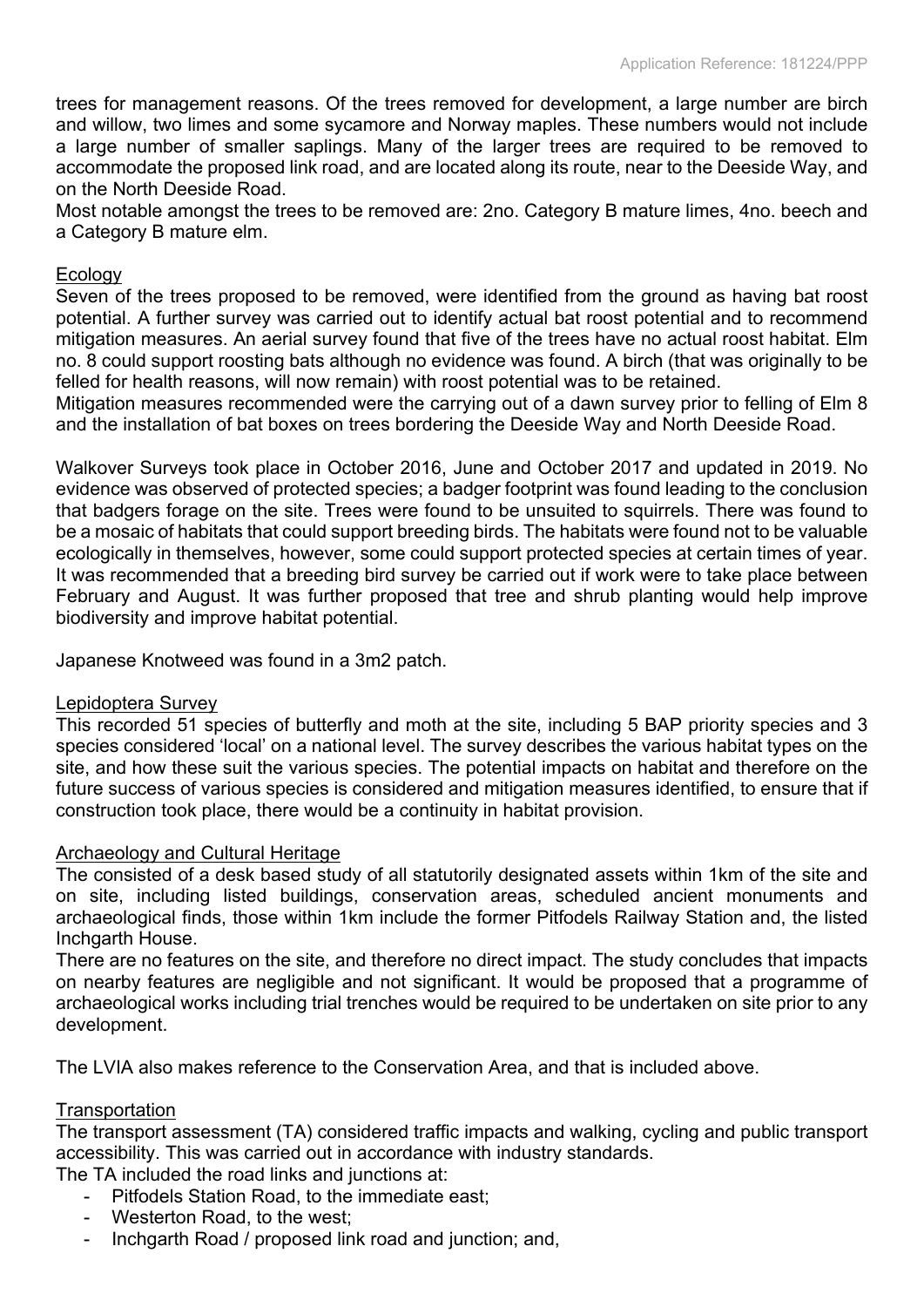trees for management reasons. Of the trees removed for development, a large number are birch and willow, two limes and some sycamore and Norway maples. These numbers would not include a large number of smaller saplings. Many of the larger trees are required to be removed to accommodate the proposed link road, and are located along its route, near to the Deeside Way, and on the North Deeside Road.

Most notable amongst the trees to be removed are: 2no. Category B mature limes, 4no. beech and a Category B mature elm.

## Ecology

Seven of the trees proposed to be removed, were identified from the ground as having bat roost potential. A further survey was carried out to identify actual bat roost potential and to recommend mitigation measures. An aerial survey found that five of the trees have no actual roost habitat. Elm no. 8 could support roosting bats although no evidence was found. A birch (that was originally to be felled for health reasons, will now remain) with roost potential was to be retained.

Mitigation measures recommended were the carrying out of a dawn survey prior to felling of Elm 8 and the installation of bat boxes on trees bordering the Deeside Way and North Deeside Road.

Walkover Surveys took place in October 2016, June and October 2017 and updated in 2019. No evidence was observed of protected species; a badger footprint was found leading to the conclusion that badgers forage on the site. Trees were found to be unsuited to squirrels. There was found to be a mosaic of habitats that could support breeding birds. The habitats were found not to be valuable ecologically in themselves, however, some could support protected species at certain times of year. It was recommended that a breeding bird survey be carried out if work were to take place between February and August. It was further proposed that tree and shrub planting would help improve biodiversity and improve habitat potential.

Japanese Knotweed was found in a 3m2 patch.

## Lepidoptera Survey

This recorded 51 species of butterfly and moth at the site, including 5 BAP priority species and 3 species considered 'local' on a national level. The survey describes the various habitat types on the site, and how these suit the various species. The potential impacts on habitat and therefore on the future success of various species is considered and mitigation measures identified, to ensure that if construction took place, there would be a continuity in habitat provision.

## Archaeology and Cultural Heritage

The consisted of a desk based study of all statutorily designated assets within 1km of the site and on site, including listed buildings, conservation areas, scheduled ancient monuments and archaeological finds, those within 1km include the former Pitfodels Railway Station and, the listed Inchgarth House.

There are no features on the site, and therefore no direct impact. The study concludes that impacts on nearby features are negligible and not significant. It would be proposed that a programme of archaeological works including trial trenches would be required to be undertaken on site prior to any development.

The LVIA also makes reference to the Conservation Area, and that is included above.

## Transportation

The transport assessment (TA) considered traffic impacts and walking, cycling and public transport accessibility. This was carried out in accordance with industry standards.

The TA included the road links and junctions at:

- Pitfodels Station Road, to the immediate east;
- Westerton Road, to the west;
- Inchgarth Road / proposed link road and junction; and,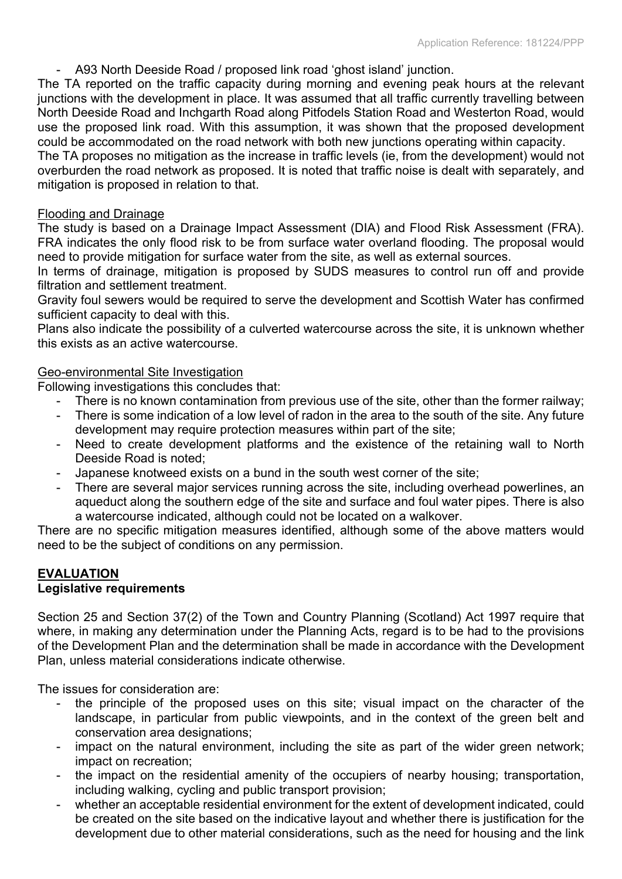- A93 North Deeside Road / proposed link road 'ghost island' junction.

The TA reported on the traffic capacity during morning and evening peak hours at the relevant junctions with the development in place. It was assumed that all traffic currently travelling between North Deeside Road and Inchgarth Road along Pitfodels Station Road and Westerton Road, would use the proposed link road. With this assumption, it was shown that the proposed development could be accommodated on the road network with both new junctions operating within capacity.

The TA proposes no mitigation as the increase in traffic levels (ie, from the development) would not overburden the road network as proposed. It is noted that traffic noise is dealt with separately, and mitigation is proposed in relation to that.

Flooding and Drainage

The study is based on a Drainage Impact Assessment (DIA) and Flood Risk Assessment (FRA). FRA indicates the only flood risk to be from surface water overland flooding. The proposal would need to provide mitigation for surface water from the site, as well as external sources.

In terms of drainage, mitigation is proposed by SUDS measures to control run off and provide filtration and settlement treatment.

Gravity foul sewers would be required to serve the development and Scottish Water has confirmed sufficient capacity to deal with this.

Plans also indicate the possibility of a culverted watercourse across the site, it is unknown whether this exists as an active watercourse.

Geo-environmental Site Investigation

Following investigations this concludes that:

- There is no known contamination from previous use of the site, other than the former railway;
- There is some indication of a low level of radon in the area to the south of the site. Any future development may require protection measures within part of the site;
- Need to create development platforms and the existence of the retaining wall to North Deeside Road is noted;
- Japanese knotweed exists on a bund in the south west corner of the site;
- There are several major services running across the site, including overhead powerlines, an aqueduct along the southern edge of the site and surface and foul water pipes. There is also a watercourse indicated, although could not be located on a walkover.

There are no specific mitigation measures identified, although some of the above matters would need to be the subject of conditions on any permission.

## EVALUATION

### Legislative requirements

Section 25 and Section 37(2) of the Town and Country Planning (Scotland) Act 1997 require that where, in making any determination under the Planning Acts, regard is to be had to the provisions of the Development Plan and the determination shall be made in accordance with the Development Plan, unless material considerations indicate otherwise.

The issues for consideration are:

- the principle of the proposed uses on this site; visual impact on the character of the landscape, in particular from public viewpoints, and in the context of the green belt and conservation area designations;
- impact on the natural environment, including the site as part of the wider green network; impact on recreation;
- the impact on the residential amenity of the occupiers of nearby housing; transportation, including walking, cycling and public transport provision;
- whether an acceptable residential environment for the extent of development indicated, could be created on the site based on the indicative layout and whether there is justification for the development due to other material considerations, such as the need for housing and the link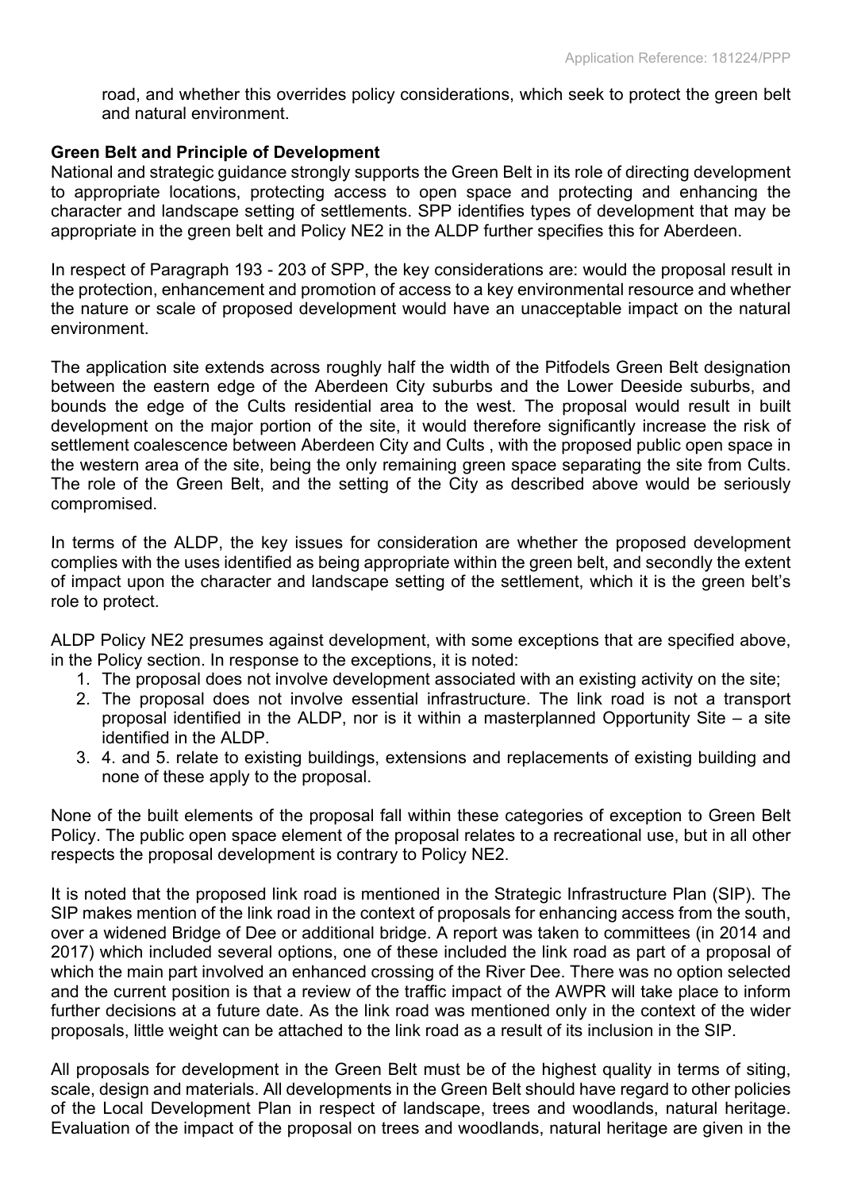road, and whether this overrides policy considerations, which seek to protect the green belt and natural environment.

**Green Belt and Principle of Development**

National and strategic guidance strongly supports the Green Belt in its role of directing development to appropriate locations, protecting access to open space and protecting and enhancing the character and landscape setting of settlements. SPP identifies types of development that may be appropriate in the green belt and Policy NE2 in the ALDP further specifies this for Aberdeen.

In respect of Paragraph 193 - 203 of SPP, the key considerations are: would the proposal result in the protection, enhancement and promotion of access to a key environmental resource and whether the nature or scale of proposed development would have an unacceptable impact on the natural environment.

The application site extends across roughly half the width of the Pitfodels Green Belt designation between the eastern edge of the Aberdeen City suburbs and the Lower Deeside suburbs, and bounds the edge of the Cults residential area to the west. The proposal would result in built development on the major portion of the site, it would therefore significantly increase the risk of settlement coalescence between Aberdeen City and Cults , with the proposed public open space in the western area of the site, being the only remaining green space separating the site from Cults. The role of the Green Belt, and the setting of the City as described above would be seriously compromised.

In terms of the ALDP, the key issues for consideration are whether the proposed development complies with the uses identified as being appropriate within the green belt, and secondly the extent of impact upon the character and landscape setting of the settlement, which it is the green belt's role to protect.

ALDP Policy NE2 presumes against development, with some exceptions that are specified above, in the Policy section. In response to the exceptions, it is noted:

1. The proposal does not involve development associated with an existing activity on the site;
2. The proposal does not involve essential infrastructure. The link road is not a transport proposal identified in the ALDP, nor is it within a masterplanned Opportunity Site – a site identified in the ALDP.
3. 4. and 5. relate to existing buildings, extensions and replacements of existing building and none of these apply to the proposal.

None of the built elements of the proposal fall within these categories of exception to Green Belt Policy. The public open space element of the proposal relates to a recreational use, but in all other respects the proposal development is contrary to Policy NE2.

It is noted that the proposed link road is mentioned in the Strategic Infrastructure Plan (SIP). The SIP makes mention of the link road in the context of proposals for enhancing access from the south, over a widened Bridge of Dee or additional bridge. A report was taken to committees (in 2014 and 2017) which included several options, one of these included the link road as part of a proposal of which the main part involved an enhanced crossing of the River Dee. There was no option selected and the current position is that a review of the traffic impact of the AWPR will take place to inform further decisions at a future date. As the link road was mentioned only in the context of the wider proposals, little weight can be attached to the link road as a result of its inclusion in the SIP.

All proposals for development in the Green Belt must be of the highest quality in terms of siting, scale, design and materials. All developments in the Green Belt should have regard to other policies of the Local Development Plan in respect of landscape, trees and woodlands, natural heritage. Evaluation of the impact of the proposal on trees and woodlands, natural heritage are given in the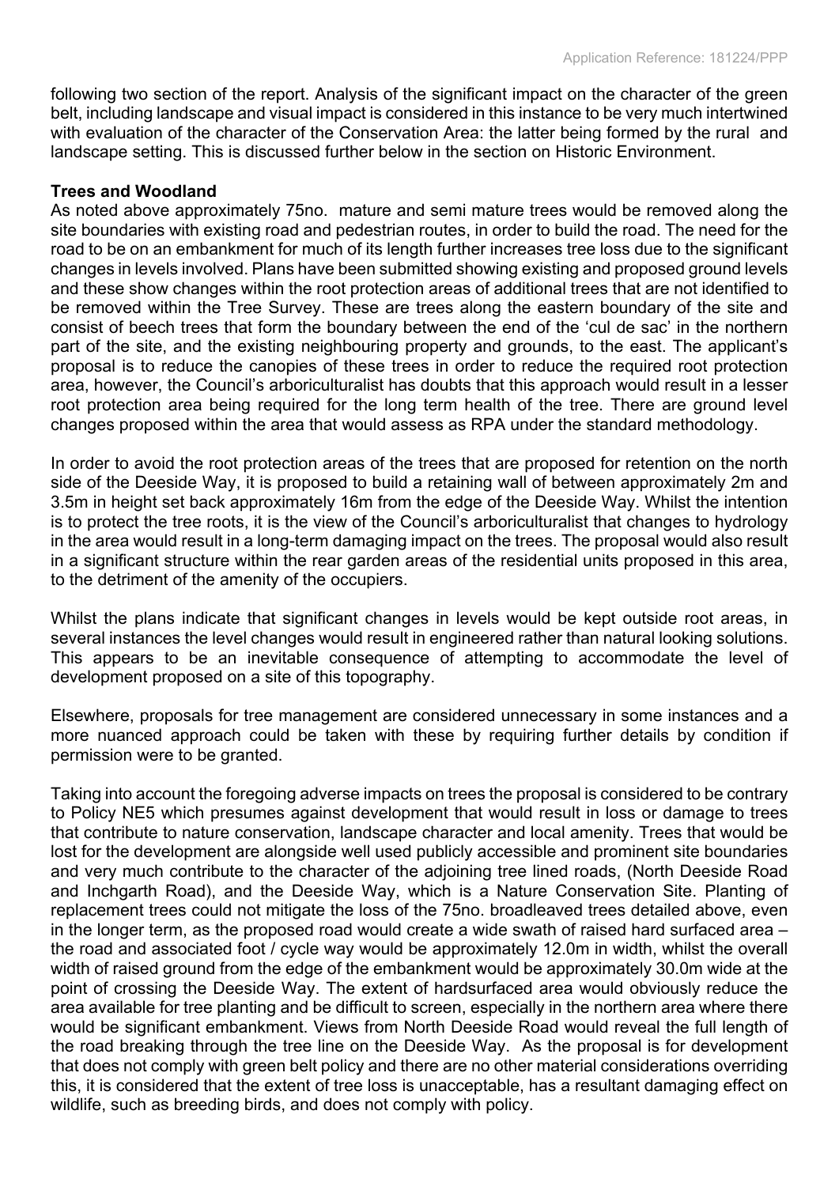following two section of the report. Analysis of the significant impact on the character of the green belt, including landscape and visual impact is considered in this instance to be very much intertwined with evaluation of the character of the Conservation Area: the latter being formed by the rural and landscape setting. This is discussed further below in the section on Historic Environment.

**Trees and Woodland**

As noted above approximately 75no. mature and semi mature trees would be removed along the site boundaries with existing road and pedestrian routes, in order to build the road. The need for the road to be on an embankment for much of its length further increases tree loss due to the significant changes in levels involved. Plans have been submitted showing existing and proposed ground levels and these show changes within the root protection areas of additional trees that are not identified to be removed within the Tree Survey. These are trees along the eastern boundary of the site and consist of beech trees that form the boundary between the end of the 'cul de sac' in the northern part of the site, and the existing neighbouring property and grounds, to the east. The applicant's proposal is to reduce the canopies of these trees in order to reduce the required root protection area, however, the Council's arboriculturalist has doubts that this approach would result in a lesser root protection area being required for the long term health of the tree. There are ground level changes proposed within the area that would assess as RPA under the standard methodology.

In order to avoid the root protection areas of the trees that are proposed for retention on the north side of the Deeside Way, it is proposed to build a retaining wall of between approximately 2m and 3.5m in height set back approximately 16m from the edge of the Deeside Way. Whilst the intention is to protect the tree roots, it is the view of the Council's arboriculturalist that changes to hydrology in the area would result in a long-term damaging impact on the trees. The proposal would also result in a significant structure within the rear garden areas of the residential units proposed in this area, to the detriment of the amenity of the occupiers.

Whilst the plans indicate that significant changes in levels would be kept outside root areas, in several instances the level changes would result in engineered rather than natural looking solutions. This appears to be an inevitable consequence of attempting to accommodate the level of development proposed on a site of this topography.

Elsewhere, proposals for tree management are considered unnecessary in some instances and a more nuanced approach could be taken with these by requiring further details by condition if permission were to be granted.

Taking into account the foregoing adverse impacts on trees the proposal is considered to be contrary to Policy NE5 which presumes against development that would result in loss or damage to trees that contribute to nature conservation, landscape character and local amenity. Trees that would be lost for the development are alongside well used publicly accessible and prominent site boundaries and very much contribute to the character of the adjoining tree lined roads, (North Deeside Road and Inchgarth Road), and the Deeside Way, which is a Nature Conservation Site. Planting of replacement trees could not mitigate the loss of the 75no. broadleaved trees detailed above, even in the longer term, as the proposed road would create a wide swath of raised hard surfaced area – the road and associated foot / cycle way would be approximately 12.0m in width, whilst the overall width of raised ground from the edge of the embankment would be approximately 30.0m wide at the point of crossing the Deeside Way. The extent of hardsurfaced area would obviously reduce the area available for tree planting and be difficult to screen, especially in the northern area where there would be significant embankment. Views from North Deeside Road would reveal the full length of the road breaking through the tree line on the Deeside Way. As the proposal is for development that does not comply with green belt policy and there are no other material considerations overriding this, it is considered that the extent of tree loss is unacceptable, has a resultant damaging effect on wildlife, such as breeding birds, and does not comply with policy.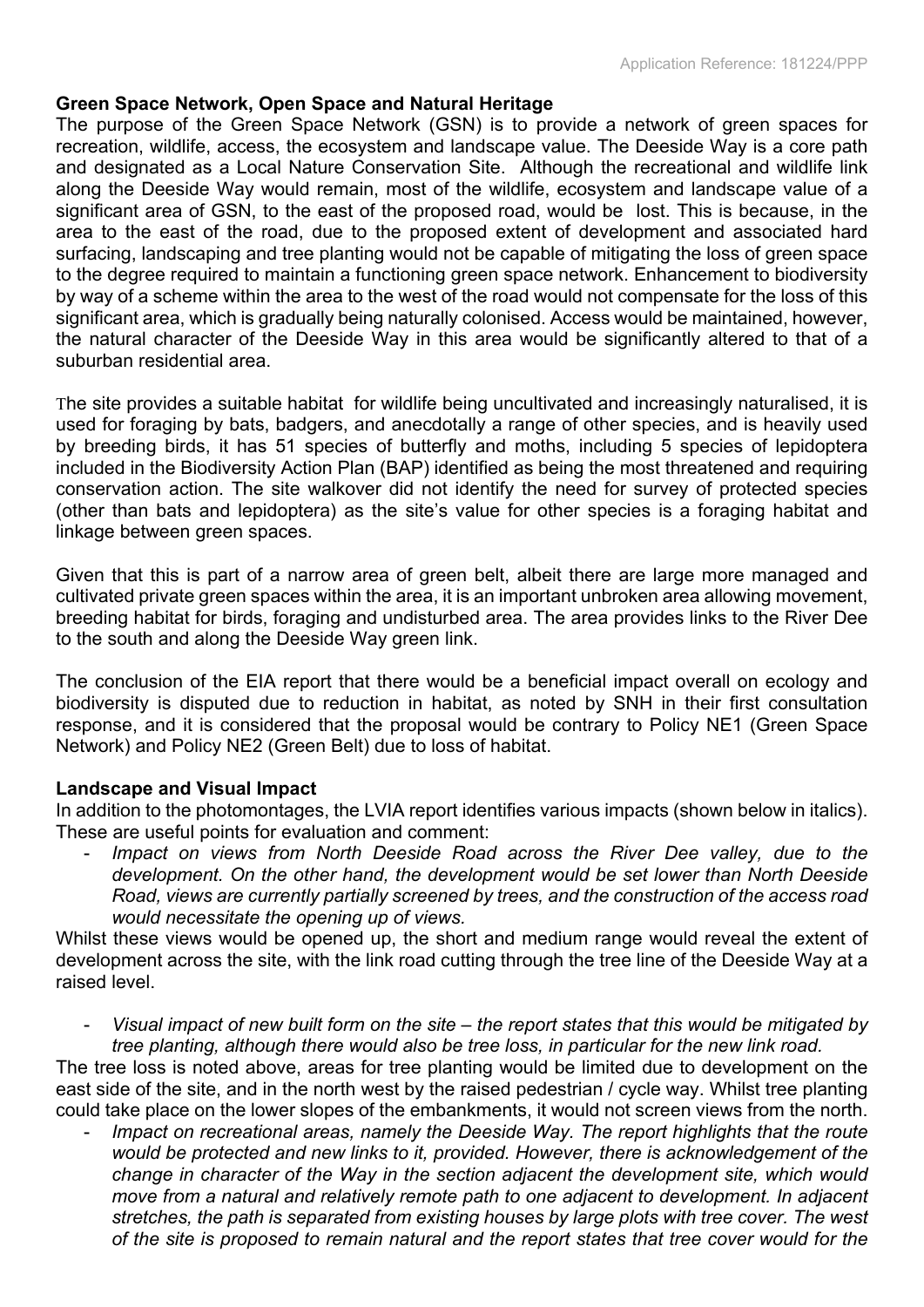**Green Space Network, Open Space and Natural Heritage**

The purpose of the Green Space Network (GSN) is to provide a network of green spaces for recreation, wildlife, access, the ecosystem and landscape value. The Deeside Way is a core path and designated as a Local Nature Conservation Site. Although the recreational and wildlife link along the Deeside Way would remain, most of the wildlife, ecosystem and landscape value of a significant area of GSN, to the east of the proposed road, would be lost. This is because, in the area to the east of the road, due to the proposed extent of development and associated hard surfacing, landscaping and tree planting would not be capable of mitigating the loss of green space to the degree required to maintain a functioning green space network. Enhancement to biodiversity by way of a scheme within the area to the west of the road would not compensate for the loss of this significant area, which is gradually being naturally colonised. Access would be maintained, however, the natural character of the Deeside Way in this area would be significantly altered to that of a suburban residential area.

The site provides a suitable habitat for wildlife being uncultivated and increasingly naturalised, it is used for foraging by bats, badgers, and anecdotally a range of other species, and is heavily used by breeding birds, it has 51 species of butterfly and moths, including 5 species of lepidoptera included in the Biodiversity Action Plan (BAP) identified as being the most threatened and requiring conservation action. The site walkover did not identify the need for survey of protected species (other than bats and lepidoptera) as the site's value for other species is a foraging habitat and linkage between green spaces.

Given that this is part of a narrow area of green belt, albeit there are large more managed and cultivated private green spaces within the area, it is an important unbroken area allowing movement, breeding habitat for birds, foraging and undisturbed area. The area provides links to the River Dee to the south and along the Deeside Way green link.

The conclusion of the EIA report that there would be a beneficial impact overall on ecology and biodiversity is disputed due to reduction in habitat, as noted by SNH in their first consultation response, and it is considered that the proposal would be contrary to Policy NE1 (Green Space Network) and Policy NE2 (Green Belt) due to loss of habitat.

**Landscape and Visual Impact**

In addition to the photomontages, the LVIA report identifies various impacts (shown below in italics). These are useful points for evaluation and comment:

- *Impact on views from North Deeside Road across the River Dee valley, due to the development. On the other hand, the development would be set lower than North Deeside Road, views are currently partially screened by trees, and the construction of the access road would necessitate the opening up of views.*

Whilst these views would be opened up, the short and medium range would reveal the extent of development across the site, with the link road cutting through the tree line of the Deeside Way at a raised level.

- *Visual impact of new built form on the site – the report states that this would be mitigated by tree planting, although there would also be tree loss, in particular for the new link road.*

The tree loss is noted above, areas for tree planting would be limited due to development on the east side of the site, and in the north west by the raised pedestrian / cycle way. Whilst tree planting could take place on the lower slopes of the embankments, it would not screen views from the north.

- *Impact on recreational areas, namely the Deeside Way. The report highlights that the route would be protected and new links to it, provided. However, there is acknowledgement of the change in character of the Way in the section adjacent the development site, which would move from a natural and relatively remote path to one adjacent to development. In adjacent stretches, the path is separated from existing houses by large plots with tree cover. The west of the site is proposed to remain natural and the report states that tree cover would for the*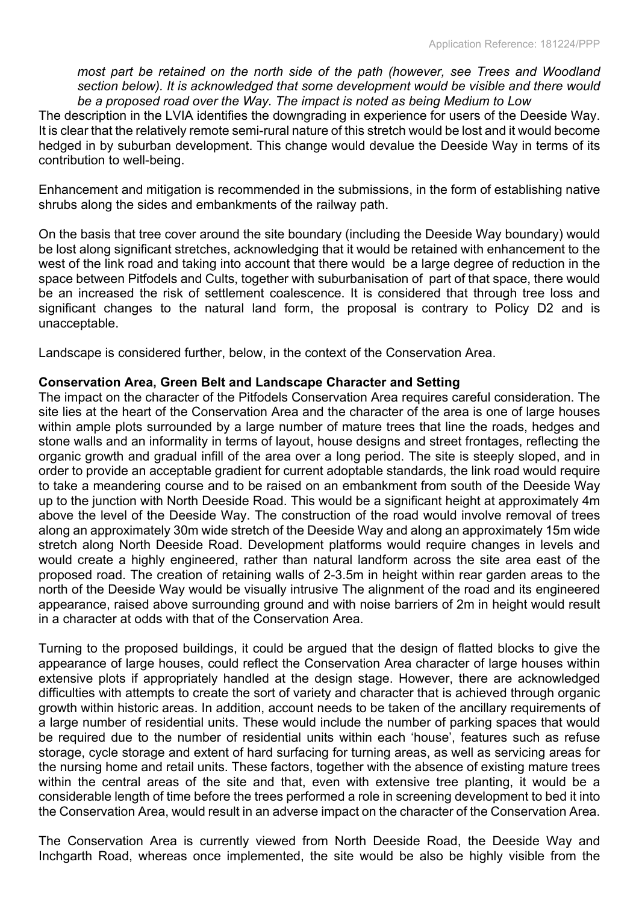*most part be retained on the north side of the path (however, see Trees and Woodland section below). It is acknowledged that some development would be visible and there would be a proposed road over the Way. The impact is noted as being Medium to Low*

The description in the LVIA identifies the downgrading in experience for users of the Deeside Way. It is clear that the relatively remote semi-rural nature of this stretch would be lost and it would become hedged in by suburban development. This change would devalue the Deeside Way in terms of its contribution to well-being.

Enhancement and mitigation is recommended in the submissions, in the form of establishing native shrubs along the sides and embankments of the railway path.

On the basis that tree cover around the site boundary (including the Deeside Way boundary) would be lost along significant stretches, acknowledging that it would be retained with enhancement to the west of the link road and taking into account that there would be a large degree of reduction in the space between Pitfodels and Cults, together with suburbanisation of part of that space, there would be an increased the risk of settlement coalescence. It is considered that through tree loss and significant changes to the natural land form, the proposal is contrary to Policy D2 and is unacceptable.

Landscape is considered further, below, in the context of the Conservation Area.

**Conservation Area, Green Belt and Landscape Character and Setting**

The impact on the character of the Pitfodels Conservation Area requires careful consideration. The site lies at the heart of the Conservation Area and the character of the area is one of large houses within ample plots surrounded by a large number of mature trees that line the roads, hedges and stone walls and an informality in terms of layout, house designs and street frontages, reflecting the organic growth and gradual infill of the area over a long period. The site is steeply sloped, and in order to provide an acceptable gradient for current adoptable standards, the link road would require to take a meandering course and to be raised on an embankment from south of the Deeside Way up to the junction with North Deeside Road. This would be a significant height at approximately 4m above the level of the Deeside Way. The construction of the road would involve removal of trees along an approximately 30m wide stretch of the Deeside Way and along an approximately 15m wide stretch along North Deeside Road. Development platforms would require changes in levels and would create a highly engineered, rather than natural landform across the site area east of the proposed road. The creation of retaining walls of 2-3.5m in height within rear garden areas to the north of the Deeside Way would be visually intrusive The alignment of the road and its engineered appearance, raised above surrounding ground and with noise barriers of 2m in height would result in a character at odds with that of the Conservation Area.

Turning to the proposed buildings, it could be argued that the design of flatted blocks to give the appearance of large houses, could reflect the Conservation Area character of large houses within extensive plots if appropriately handled at the design stage. However, there are acknowledged difficulties with attempts to create the sort of variety and character that is achieved through organic growth within historic areas. In addition, account needs to be taken of the ancillary requirements of a large number of residential units. These would include the number of parking spaces that would be required due to the number of residential units within each 'house', features such as refuse storage, cycle storage and extent of hard surfacing for turning areas, as well as servicing areas for the nursing home and retail units. These factors, together with the absence of existing mature trees within the central areas of the site and that, even with extensive tree planting, it would be a considerable length of time before the trees performed a role in screening development to bed it into the Conservation Area, would result in an adverse impact on the character of the Conservation Area.

The Conservation Area is currently viewed from North Deeside Road, the Deeside Way and Inchgarth Road, whereas once implemented, the site would be also be highly visible from the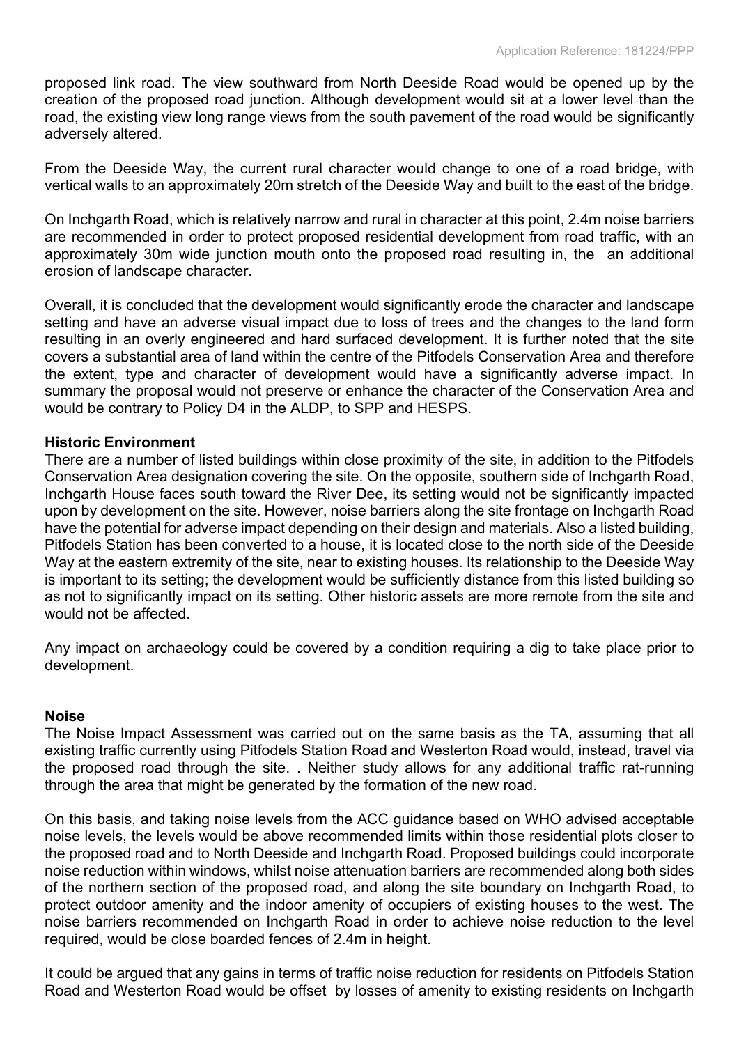proposed link road. The view southward from North Deeside Road would be opened up by the creation of the proposed road junction. Although development would sit at a lower level than the road, the existing view long range views from the south pavement of the road would be significantly adversely altered.

From the Deeside Way, the current rural character would change to one of a road bridge, with vertical walls to an approximately 20m stretch of the Deeside Way and built to the east of the bridge.

On Inchgarth Road, which is relatively narrow and rural in character at this point, 2.4m noise barriers are recommended in order to protect proposed residential development from road traffic, with an approximately 30m wide junction mouth onto the proposed road resulting in, the  an additional erosion of landscape character.

Overall, it is concluded that the development would significantly erode the character and landscape setting and have an adverse visual impact due to loss of trees and the changes to the land form resulting in an overly engineered and hard surfaced development. It is further noted that the site covers a substantial area of land within the centre of the Pitfodels Conservation Area and therefore the extent, type and character of development would have a significantly adverse impact. In summary the proposal would not preserve or enhance the character of the Conservation Area and would be contrary to Policy D4 in the ALDP, to SPP and HESPS.

**Historic Environment**

There are a number of listed buildings within close proximity of the site, in addition to the Pitfodels Conservation Area designation covering the site. On the opposite, southern side of Inchgarth Road, Inchgarth House faces south toward the River Dee, its setting would not be significantly impacted upon by development on the site. However, noise barriers along the site frontage on Inchgarth Road have the potential for adverse impact depending on their design and materials. Also a listed building, Pitfodels Station has been converted to a house, it is located close to the north side of the Deeside Way at the eastern extremity of the site, near to existing houses. Its relationship to the Deeside Way is important to its setting; the development would be sufficiently distance from this listed building so as not to significantly impact on its setting. Other historic assets are more remote from the site and would not be affected.

Any impact on archaeology could be covered by a condition requiring a dig to take place prior to development.

**Noise**

The Noise Impact Assessment was carried out on the same basis as the TA, assuming that all existing traffic currently using Pitfodels Station Road and Westerton Road would, instead, travel via the proposed road through the site. . Neither study allows for any additional traffic rat-running through the area that might be generated by the formation of the new road.

On this basis, and taking noise levels from the ACC guidance based on WHO advised acceptable noise levels, the levels would be above recommended limits within those residential plots closer to the proposed road and to North Deeside and Inchgarth Road. Proposed buildings could incorporate noise reduction within windows, whilst noise attenuation barriers are recommended along both sides of the northern section of the proposed road, and along the site boundary on Inchgarth Road, to protect outdoor amenity and the indoor amenity of occupiers of existing houses to the west. The noise barriers recommended on Inchgarth Road in order to achieve noise reduction to the level required, would be close boarded fences of 2.4m in height.

It could be argued that any gains in terms of traffic noise reduction for residents on Pitfodels Station Road and Westerton Road would be offset  by losses of amenity to existing residents on Inchgarth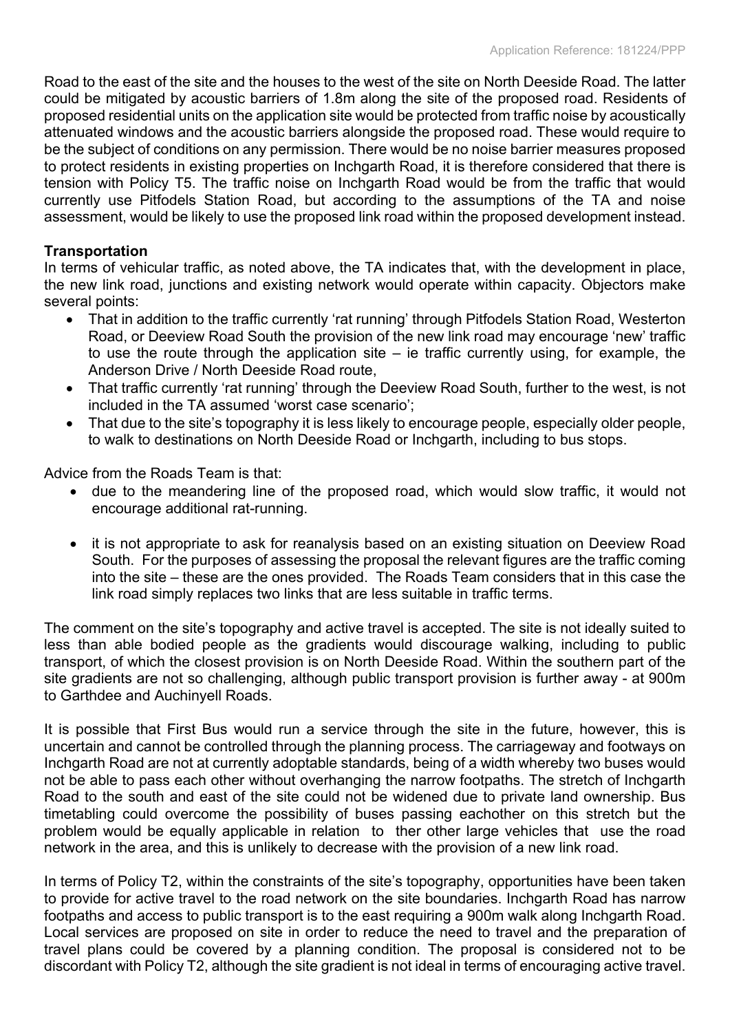Road to the east of the site and the houses to the west of the site on North Deeside Road. The latter could be mitigated by acoustic barriers of 1.8m along the site of the proposed road. Residents of proposed residential units on the application site would be protected from traffic noise by acoustically attenuated windows and the acoustic barriers alongside the proposed road. These would require to be the subject of conditions on any permission. There would be no noise barrier measures proposed to protect residents in existing properties on Inchgarth Road, it is therefore considered that there is tension with Policy T5. The traffic noise on Inchgarth Road would be from the traffic that would currently use Pitfodels Station Road, but according to the assumptions of the TA and noise assessment, would be likely to use the proposed link road within the proposed development instead.

**Transportation**

In terms of vehicular traffic, as noted above, the TA indicates that, with the development in place, the new link road, junctions and existing network would operate within capacity. Objectors make several points:

- That in addition to the traffic currently 'rat running' through Pitfodels Station Road, Westerton Road, or Deeview Road South the provision of the new link road may encourage 'new' traffic to use the route through the application site – ie traffic currently using, for example, the Anderson Drive / North Deeside Road route,
- That traffic currently 'rat running' through the Deeview Road South, further to the west, is not included in the TA assumed 'worst case scenario';
- That due to the site's topography it is less likely to encourage people, especially older people, to walk to destinations on North Deeside Road or Inchgarth, including to bus stops.

Advice from the Roads Team is that:

- due to the meandering line of the proposed road, which would slow traffic, it would not encourage additional rat-running.
- it is not appropriate to ask for reanalysis based on an existing situation on Deeview Road South. For the purposes of assessing the proposal the relevant figures are the traffic coming into the site – these are the ones provided. The Roads Team considers that in this case the link road simply replaces two links that are less suitable in traffic terms.

The comment on the site's topography and active travel is accepted. The site is not ideally suited to less than able bodied people as the gradients would discourage walking, including to public transport, of which the closest provision is on North Deeside Road. Within the southern part of the site gradients are not so challenging, although public transport provision is further away - at 900m to Garthdee and Auchinyell Roads.

It is possible that First Bus would run a service through the site in the future, however, this is uncertain and cannot be controlled through the planning process. The carriageway and footways on Inchgarth Road are not at currently adoptable standards, being of a width whereby two buses would not be able to pass each other without overhanging the narrow footpaths. The stretch of Inchgarth Road to the south and east of the site could not be widened due to private land ownership. Bus timetabling could overcome the possibility of buses passing eachother on this stretch but the problem would be equally applicable in relation to ther other large vehicles that use the road network in the area, and this is unlikely to decrease with the provision of a new link road.

In terms of Policy T2, within the constraints of the site's topography, opportunities have been taken to provide for active travel to the road network on the site boundaries. Inchgarth Road has narrow footpaths and access to public transport is to the east requiring a 900m walk along Inchgarth Road. Local services are proposed on site in order to reduce the need to travel and the preparation of travel plans could be covered by a planning condition. The proposal is considered not to be discordant with Policy T2, although the site gradient is not ideal in terms of encouraging active travel.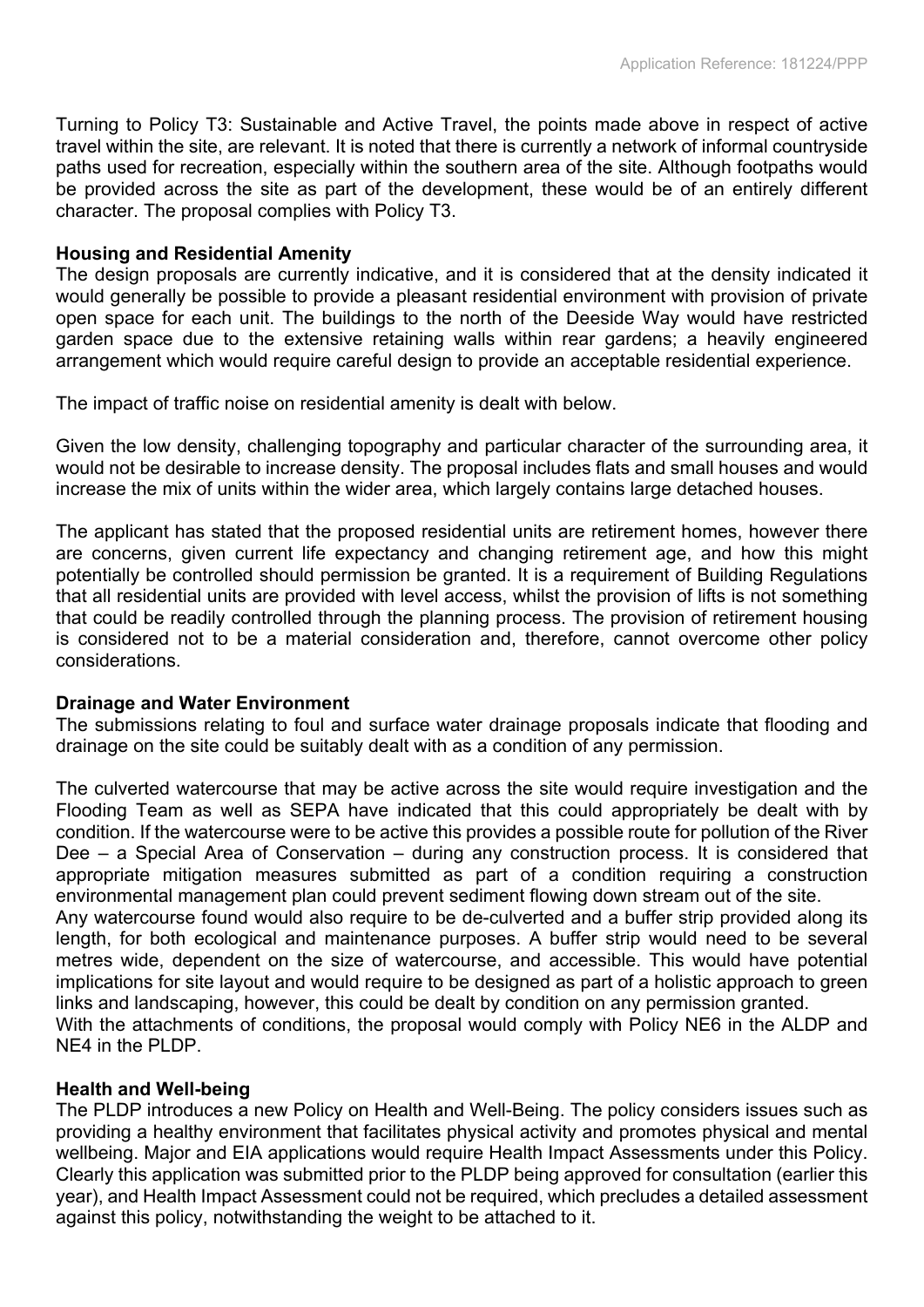Turning to Policy T3: Sustainable and Active Travel, the points made above in respect of active travel within the site, are relevant. It is noted that there is currently a network of informal countryside paths used for recreation, especially within the southern area of the site. Although footpaths would be provided across the site as part of the development, these would be of an entirely different character. The proposal complies with Policy T3.

**Housing and Residential Amenity**

The design proposals are currently indicative, and it is considered that at the density indicated it would generally be possible to provide a pleasant residential environment with provision of private open space for each unit. The buildings to the north of the Deeside Way would have restricted garden space due to the extensive retaining walls within rear gardens; a heavily engineered arrangement which would require careful design to provide an acceptable residential experience.

The impact of traffic noise on residential amenity is dealt with below.

Given the low density, challenging topography and particular character of the surrounding area, it would not be desirable to increase density. The proposal includes flats and small houses and would increase the mix of units within the wider area, which largely contains large detached houses.

The applicant has stated that the proposed residential units are retirement homes, however there are concerns, given current life expectancy and changing retirement age, and how this might potentially be controlled should permission be granted. It is a requirement of Building Regulations that all residential units are provided with level access, whilst the provision of lifts is not something that could be readily controlled through the planning process. The provision of retirement housing is considered not to be a material consideration and, therefore, cannot overcome other policy considerations.

**Drainage and Water Environment**

The submissions relating to foul and surface water drainage proposals indicate that flooding and drainage on the site could be suitably dealt with as a condition of any permission.

The culverted watercourse that may be active across the site would require investigation and the Flooding Team as well as SEPA have indicated that this could appropriately be dealt with by condition. If the watercourse were to be active this provides a possible route for pollution of the River Dee – a Special Area of Conservation – during any construction process. It is considered that appropriate mitigation measures submitted as part of a condition requiring a construction environmental management plan could prevent sediment flowing down stream out of the site.

Any watercourse found would also require to be de-culverted and a buffer strip provided along its length, for both ecological and maintenance purposes. A buffer strip would need to be several metres wide, dependent on the size of watercourse, and accessible. This would have potential implications for site layout and would require to be designed as part of a holistic approach to green links and landscaping, however, this could be dealt by condition on any permission granted.

With the attachments of conditions, the proposal would comply with Policy NE6 in the ALDP and NE4 in the PLDP.

**Health and Well-being**

The PLDP introduces a new Policy on Health and Well-Being. The policy considers issues such as providing a healthy environment that facilitates physical activity and promotes physical and mental wellbeing. Major and EIA applications would require Health Impact Assessments under this Policy. Clearly this application was submitted prior to the PLDP being approved for consultation (earlier this year), and Health Impact Assessment could not be required, which precludes a detailed assessment against this policy, notwithstanding the weight to be attached to it.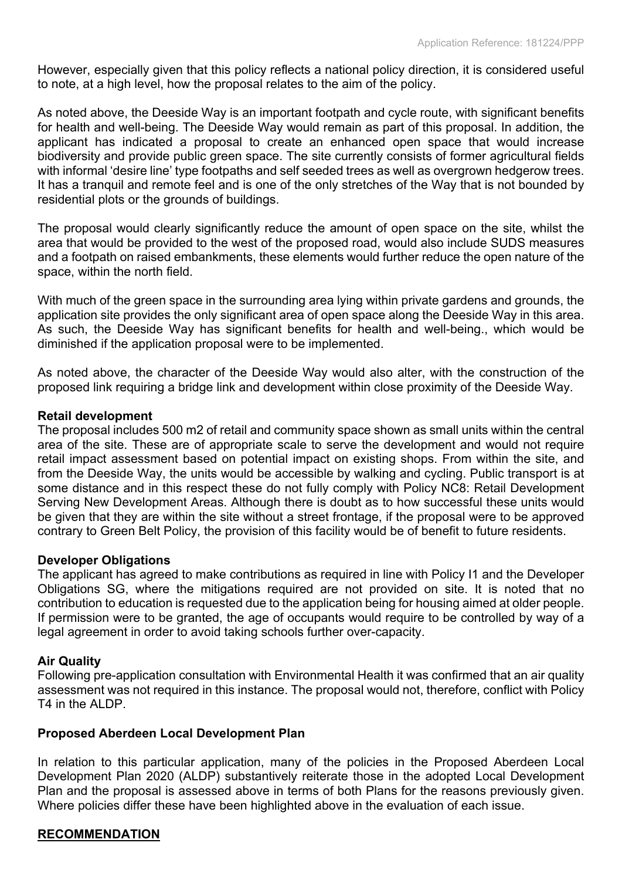However, especially given that this policy reflects a national policy direction, it is considered useful to note, at a high level, how the proposal relates to the aim of the policy.

As noted above, the Deeside Way is an important footpath and cycle route, with significant benefits for health and well-being. The Deeside Way would remain as part of this proposal. In addition, the applicant has indicated a proposal to create an enhanced open space that would increase biodiversity and provide public green space. The site currently consists of former agricultural fields with informal 'desire line' type footpaths and self seeded trees as well as overgrown hedgerow trees. It has a tranquil and remote feel and is one of the only stretches of the Way that is not bounded by residential plots or the grounds of buildings.

The proposal would clearly significantly reduce the amount of open space on the site, whilst the area that would be provided to the west of the proposed road, would also include SUDS measures and a footpath on raised embankments, these elements would further reduce the open nature of the space, within the north field.

With much of the green space in the surrounding area lying within private gardens and grounds, the application site provides the only significant area of open space along the Deeside Way in this area. As such, the Deeside Way has significant benefits for health and well-being., which would be diminished if the application proposal were to be implemented.

As noted above, the character of the Deeside Way would also alter, with the construction of the proposed link requiring a bridge link and development within close proximity of the Deeside Way.

**Retail development**

The proposal includes 500 m2 of retail and community space shown as small units within the central area of the site. These are of appropriate scale to serve the development and would not require retail impact assessment based on potential impact on existing shops. From within the site, and from the Deeside Way, the units would be accessible by walking and cycling. Public transport is at some distance and in this respect these do not fully comply with Policy NC8: Retail Development Serving New Development Areas. Although there is doubt as to how successful these units would be given that they are within the site without a street frontage, if the proposal were to be approved contrary to Green Belt Policy, the provision of this facility would be of benefit to future residents.

**Developer Obligations**

The applicant has agreed to make contributions as required in line with Policy I1 and the Developer Obligations SG, where the mitigations required are not provided on site. It is noted that no contribution to education is requested due to the application being for housing aimed at older people. If permission were to be granted, the age of occupants would require to be controlled by way of a legal agreement in order to avoid taking schools further over-capacity.

**Air Quality**

Following pre-application consultation with Environmental Health it was confirmed that an air quality assessment was not required in this instance. The proposal would not, therefore, conflict with Policy T4 in the ALDP.

**Proposed Aberdeen Local Development Plan**

In relation to this particular application, many of the policies in the Proposed Aberdeen Local Development Plan 2020 (ALDP) substantively reiterate those in the adopted Local Development Plan and the proposal is assessed above in terms of both Plans for the reasons previously given. Where policies differ these have been highlighted above in the evaluation of each issue.

**RECOMMENDATION**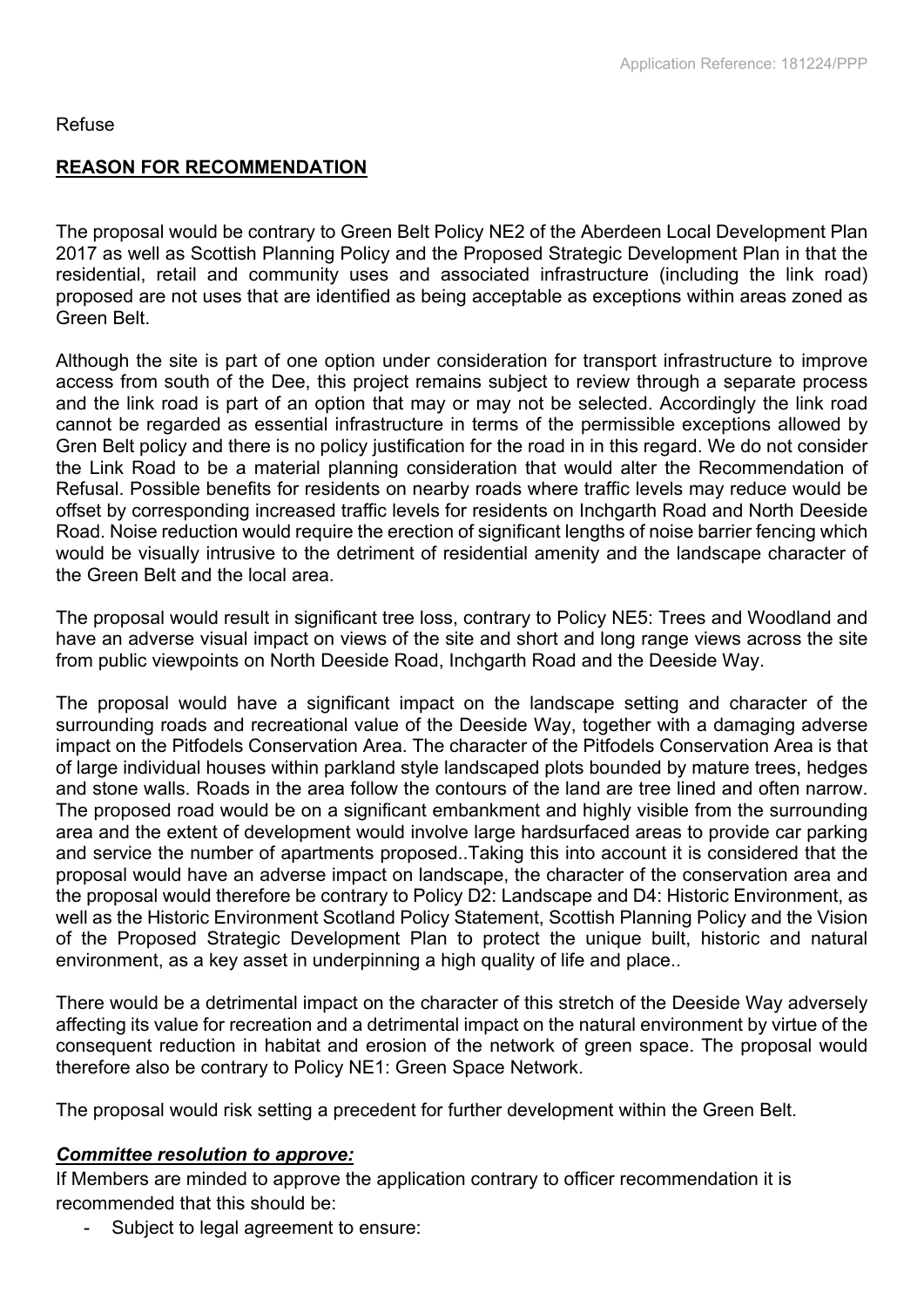Refuse

## REASON FOR RECOMMENDATION

The proposal would be contrary to Green Belt Policy NE2 of the Aberdeen Local Development Plan 2017 as well as Scottish Planning Policy and the Proposed Strategic Development Plan in that the residential, retail and community uses and associated infrastructure (including the link road) proposed are not uses that are identified as being acceptable as exceptions within areas zoned as Green Belt.

Although the site is part of one option under consideration for transport infrastructure to improve access from south of the Dee, this project remains subject to review through a separate process and the link road is part of an option that may or may not be selected. Accordingly the link road cannot be regarded as essential infrastructure in terms of the permissible exceptions allowed by Gren Belt policy and there is no policy justification for the road in in this regard. We do not consider the Link Road to be a material planning consideration that would alter the Recommendation of Refusal. Possible benefits for residents on nearby roads where traffic levels may reduce would be offset by corresponding increased traffic levels for residents on Inchgarth Road and North Deeside Road. Noise reduction would require the erection of significant lengths of noise barrier fencing which would be visually intrusive to the detriment of residential amenity and the landscape character of the Green Belt and the local area.

The proposal would result in significant tree loss, contrary to Policy NE5: Trees and Woodland and have an adverse visual impact on views of the site and short and long range views across the site from public viewpoints on North Deeside Road, Inchgarth Road and the Deeside Way.

The proposal would have a significant impact on the landscape setting and character of the surrounding roads and recreational value of the Deeside Way, together with a damaging adverse impact on the Pitfodels Conservation Area. The character of the Pitfodels Conservation Area is that of large individual houses within parkland style landscaped plots bounded by mature trees, hedges and stone walls. Roads in the area follow the contours of the land are tree lined and often narrow. The proposed road would be on a significant embankment and highly visible from the surrounding area and the extent of development would involve large hardsurfaced areas to provide car parking and service the number of apartments proposed..Taking this into account it is considered that the proposal would have an adverse impact on landscape, the character of the conservation area and the proposal would therefore be contrary to Policy D2: Landscape and D4: Historic Environment, as well as the Historic Environment Scotland Policy Statement, Scottish Planning Policy and the Vision of the Proposed Strategic Development Plan to protect the unique built, historic and natural environment, as a key asset in underpinning a high quality of life and place..

There would be a detrimental impact on the character of this stretch of the Deeside Way adversely affecting its value for recreation and a detrimental impact on the natural environment by virtue of the consequent reduction in habitat and erosion of the network of green space. The proposal would therefore also be contrary to Policy NE1: Green Space Network.

The proposal would risk setting a precedent for further development within the Green Belt.

***Committee resolution to approve:***

If Members are minded to approve the application contrary to officer recommendation it is recommended that this should be:

- Subject to legal agreement to ensure: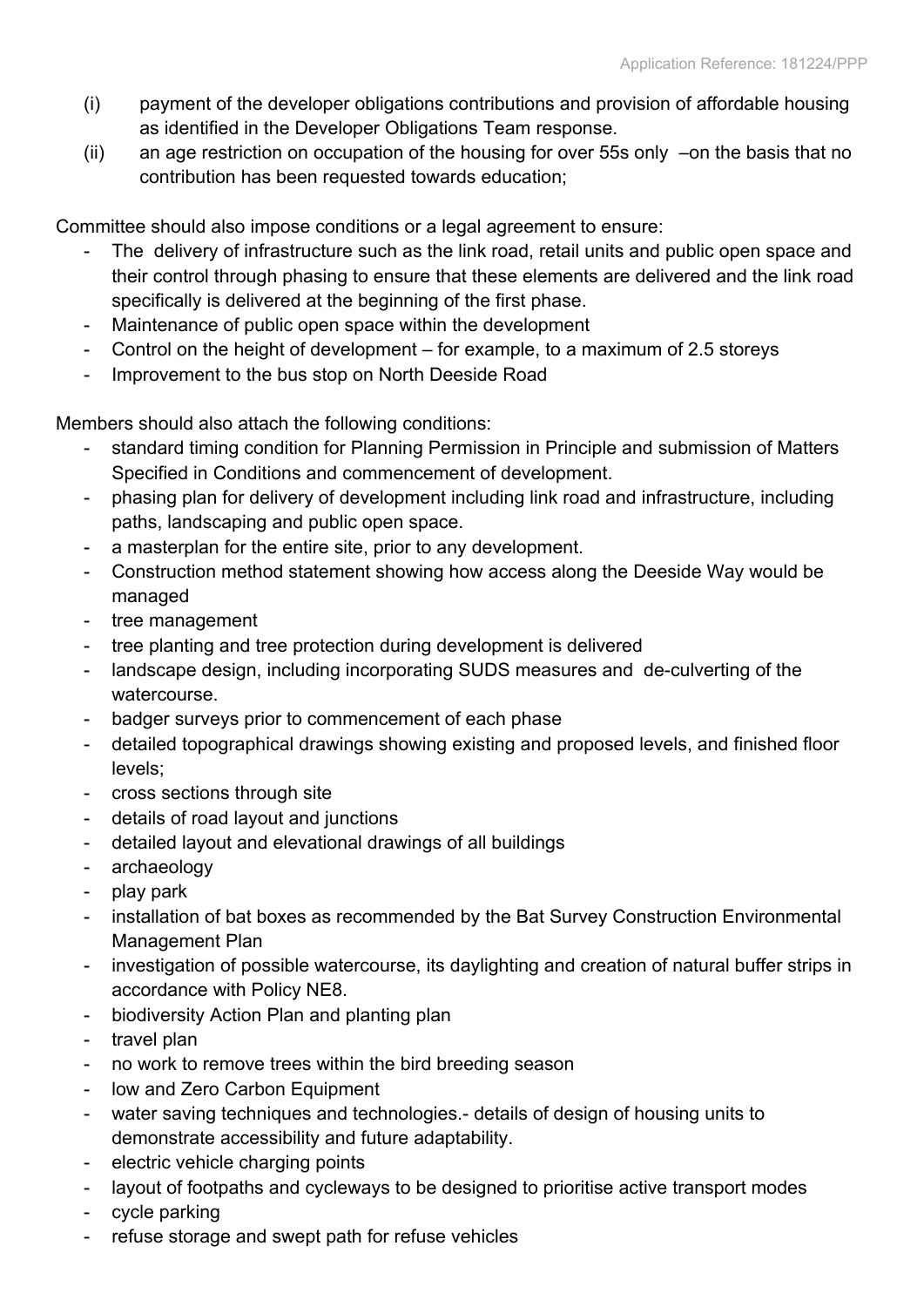(i) payment of the developer obligations contributions and provision of affordable housing as identified in the Developer Obligations Team response.

(ii) an age restriction on occupation of the housing for over 55s only –on the basis that no contribution has been requested towards education;

Committee should also impose conditions or a legal agreement to ensure:

- The delivery of infrastructure such as the link road, retail units and public open space and their control through phasing to ensure that these elements are delivered and the link road specifically is delivered at the beginning of the first phase.
- Maintenance of public open space within the development
- Control on the height of development – for example, to a maximum of 2.5 storeys
- Improvement to the bus stop on North Deeside Road

Members should also attach the following conditions:

- standard timing condition for Planning Permission in Principle and submission of Matters Specified in Conditions and commencement of development.
- phasing plan for delivery of development including link road and infrastructure, including paths, landscaping and public open space.
- a masterplan for the entire site, prior to any development.
- Construction method statement showing how access along the Deeside Way would be managed
- tree management
- tree planting and tree protection during development is delivered
- landscape design, including incorporating SUDS measures and de-culverting of the watercourse.
- badger surveys prior to commencement of each phase
- detailed topographical drawings showing existing and proposed levels, and finished floor levels;
- cross sections through site
- details of road layout and junctions
- detailed layout and elevational drawings of all buildings
- archaeology
- play park
- installation of bat boxes as recommended by the Bat Survey Construction Environmental Management Plan
- investigation of possible watercourse, its daylighting and creation of natural buffer strips in accordance with Policy NE8.
- biodiversity Action Plan and planting plan
- travel plan
- no work to remove trees within the bird breeding season
- low and Zero Carbon Equipment
- water saving techniques and technologies.- details of design of housing units to demonstrate accessibility and future adaptability.
- electric vehicle charging points
- layout of footpaths and cycleways to be designed to prioritise active transport modes
- cycle parking
- refuse storage and swept path for refuse vehicles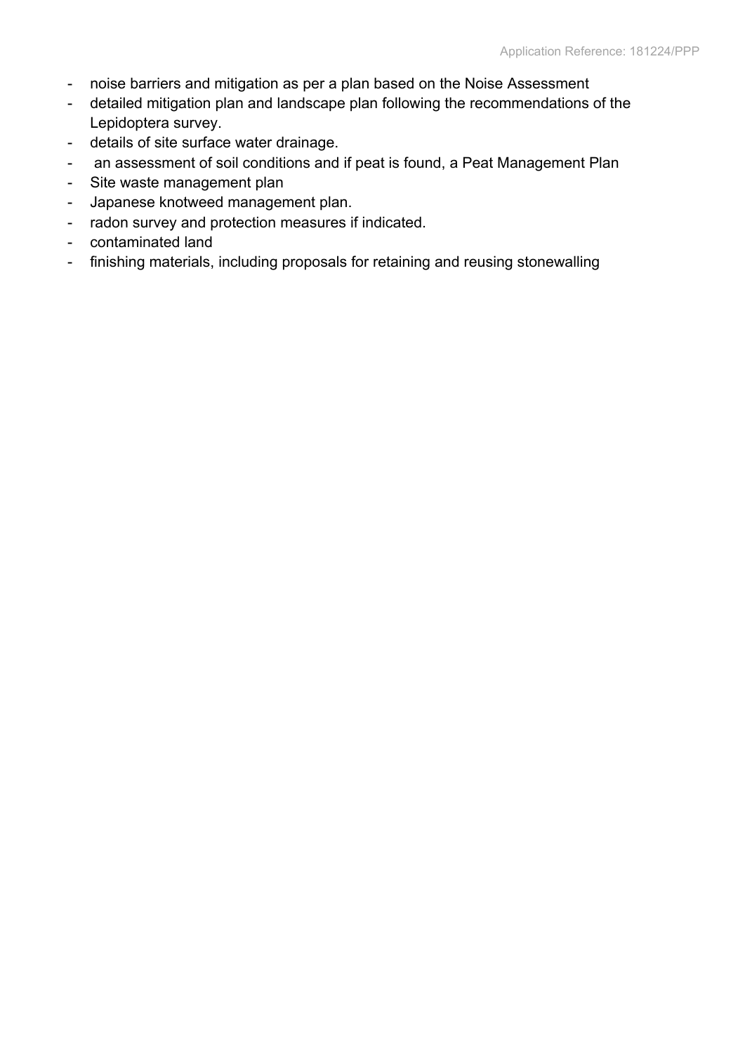- noise barriers and mitigation as per a plan based on the Noise Assessment
- detailed mitigation plan and landscape plan following the recommendations of the Lepidoptera survey.
- details of site surface water drainage.
- an assessment of soil conditions and if peat is found, a Peat Management Plan
- Site waste management plan
- Japanese knotweed management plan.
- radon survey and protection measures if indicated.
- contaminated land
- finishing materials, including proposals for retaining and reusing stonewalling